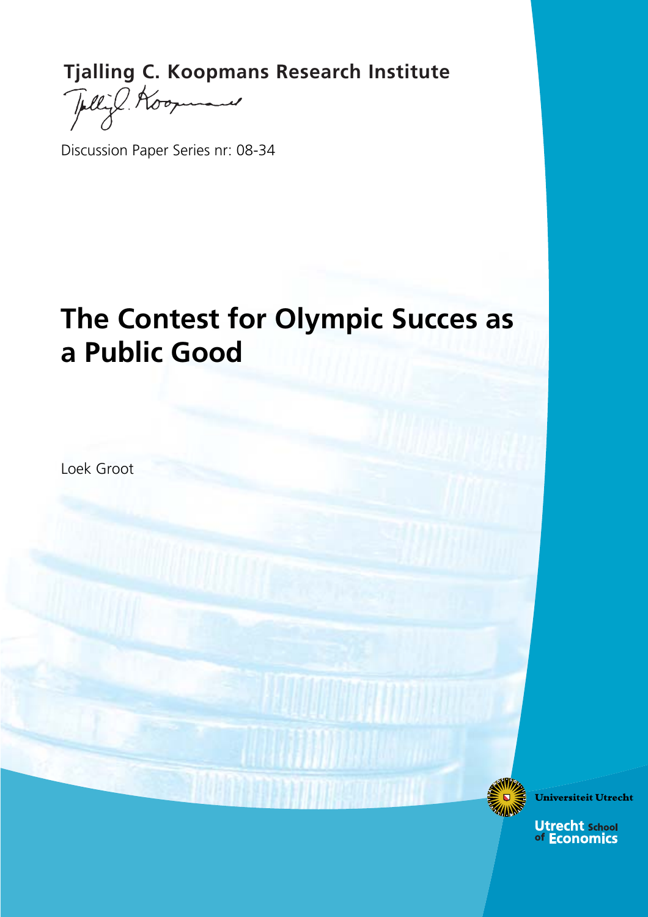**Tjalling C. Koopmans Research Institute**

Discussion Paper Series nr: 08-34

# The Contest for Olympic Succes as a Public Good

Loek Groot

Universiteit Utrecht

Utrecht School of Economics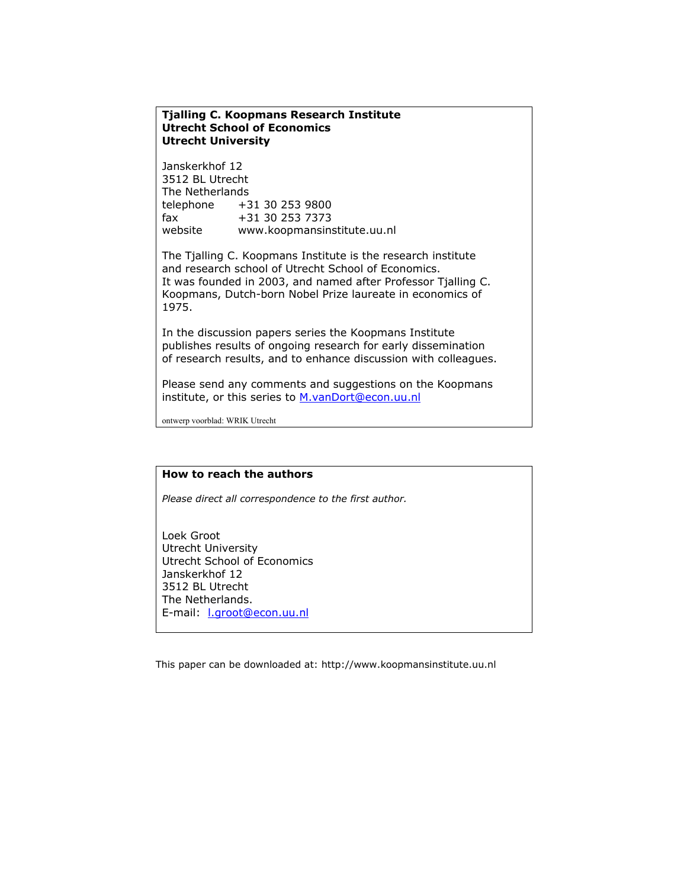**Tjalling C. Koopmans Research Institute**
**Utrecht School of Economics**
**Utrecht University**

Janskerkhof 12
3512 BL Utrecht
The Netherlands

| | |
|---|---|
| telephone | +31 30 253 9800 |
| fax | +31 30 253 7373 |
| website | www.koopmansinstitute.uu.nl |

The Tjalling C. Koopmans Institute is the research institute and research school of Utrecht School of Economics.
It was founded in 2003, and named after Professor Tjalling C. Koopmans, Dutch-born Nobel Prize laureate in economics of 1975.

In the discussion papers series the Koopmans Institute publishes results of ongoing research for early dissemination of research results, and to enhance discussion with colleagues.

Please send any comments and suggestions on the Koopmans institute, or this series to M.vanDort@econ.uu.nl

ontwerp voorblad: WRIK Utrecht

**How to reach the authors**

*Please direct all correspondence to the first author.*

Loek Groot
Utrecht University
Utrecht School of Economics
Janskerkhof 12
3512 BL Utrecht
The Netherlands.
E-mail: l.groot@econ.uu.nl

This paper can be downloaded at: http://www.koopmansinstitute.uu.nl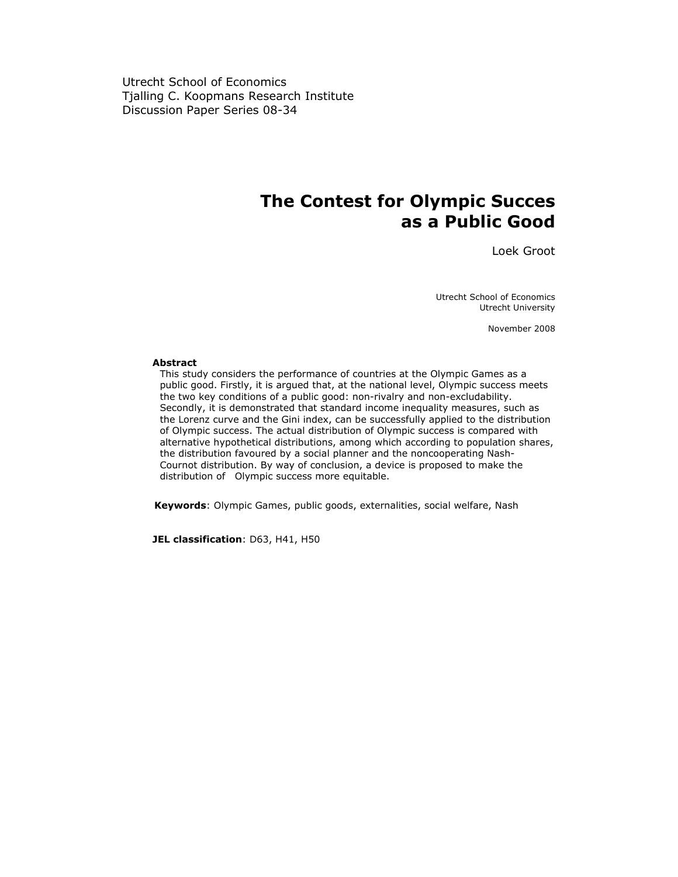Utrecht School of Economics
Tjalling C. Koopmans Research Institute
Discussion Paper Series 08-34

# The Contest for Olympic Succes as a Public Good

Loek Groot

Utrecht School of Economics
Utrecht University

November 2008

**Abstract**

This study considers the performance of countries at the Olympic Games as a public good. Firstly, it is argued that, at the national level, Olympic success meets the two key conditions of a public good: non-rivalry and non-excludability. Secondly, it is demonstrated that standard income inequality measures, such as the Lorenz curve and the Gini index, can be successfully applied to the distribution of Olympic success. The actual distribution of Olympic success is compared with alternative hypothetical distributions, among which according to population shares, the distribution favoured by a social planner and the noncooperating Nash-Cournot distribution. By way of conclusion, a device is proposed to make the distribution of Olympic success more equitable.

**Keywords**: Olympic Games, public goods, externalities, social welfare, Nash

**JEL classification**: D63, H41, H50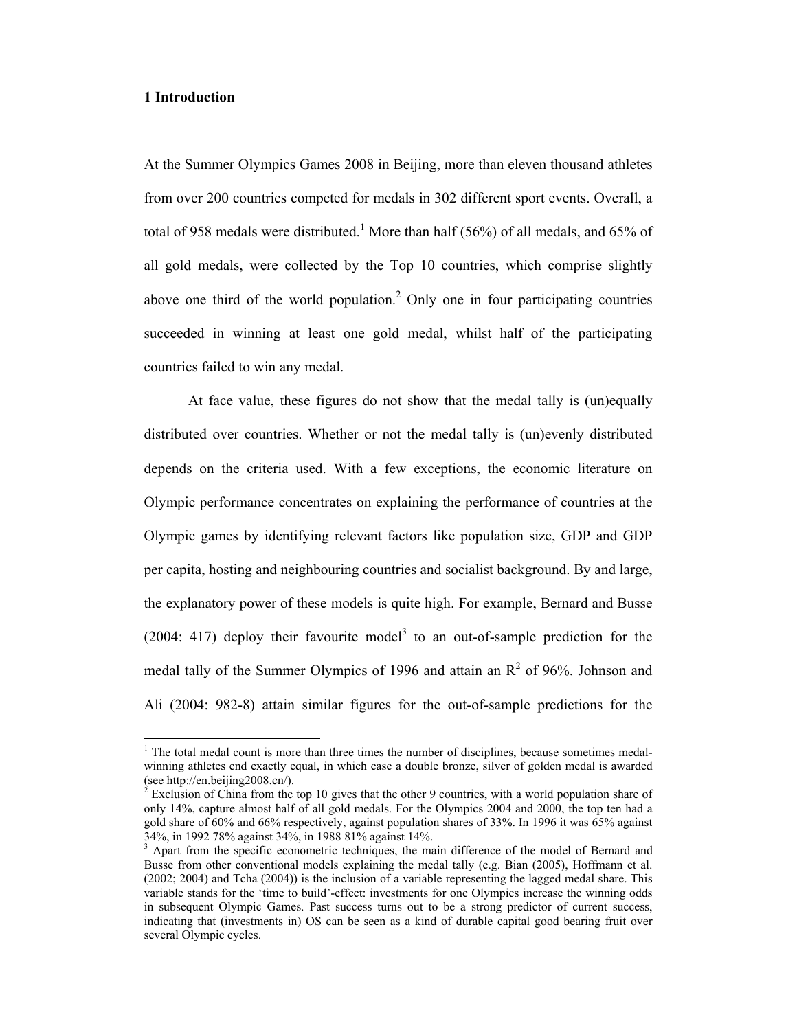# 1 Introduction

At the Summer Olympics Games 2008 in Beijing, more than eleven thousand athletes from over 200 countries competed for medals in 302 different sport events. Overall, a total of 958 medals were distributed.[1] More than half (56%) of all medals, and 65% of all gold medals, were collected by the Top 10 countries, which comprise slightly above one third of the world population.[2] Only one in four participating countries succeeded in winning at least one gold medal, whilst half of the participating countries failed to win any medal.

At face value, these figures do not show that the medal tally is (un)equally distributed over countries. Whether or not the medal tally is (un)evenly distributed depends on the criteria used. With a few exceptions, the economic literature on Olympic performance concentrates on explaining the performance of countries at the Olympic games by identifying relevant factors like population size, GDP and GDP per capita, hosting and neighbouring countries and socialist background. By and large, the explanatory power of these models is quite high. For example, Bernard and Busse (2004: 417) deploy their favourite model[3] to an out-of-sample prediction for the medal tally of the Summer Olympics of 1996 and attain an $R^2$ of 96%. Johnson and Ali (2004: 982-8) attain similar figures for the out-of-sample predictions for the

---

[1] The total medal count is more than three times the number of disciplines, because sometimes medal-winning athletes end exactly equal, in which case a double bronze, silver of golden medal is awarded (see http://en.beijing2008.cn/).

[2] Exclusion of China from the top 10 gives that the other 9 countries, with a world population share of only 14%, capture almost half of all gold medals. For the Olympics 2004 and 2000, the top ten had a gold share of 60% and 66% respectively, against population shares of 33%. In 1996 it was 65% against 34%, in 1992 78% against 34%, in 1988 81% against 14%.

[3] Apart from the specific econometric techniques, the main difference of the model of Bernard and Busse from other conventional models explaining the medal tally (e.g. Bian (2005), Hoffmann et al. (2002; 2004) and Tcha (2004)) is the inclusion of a variable representing the lagged medal share. This variable stands for the 'time to build'-effect: investments for one Olympics increase the winning odds in subsequent Olympic Games. Past success turns out to be a strong predictor of current success, indicating that (investments in) OS can be seen as a kind of durable capital good bearing fruit over several Olympic cycles.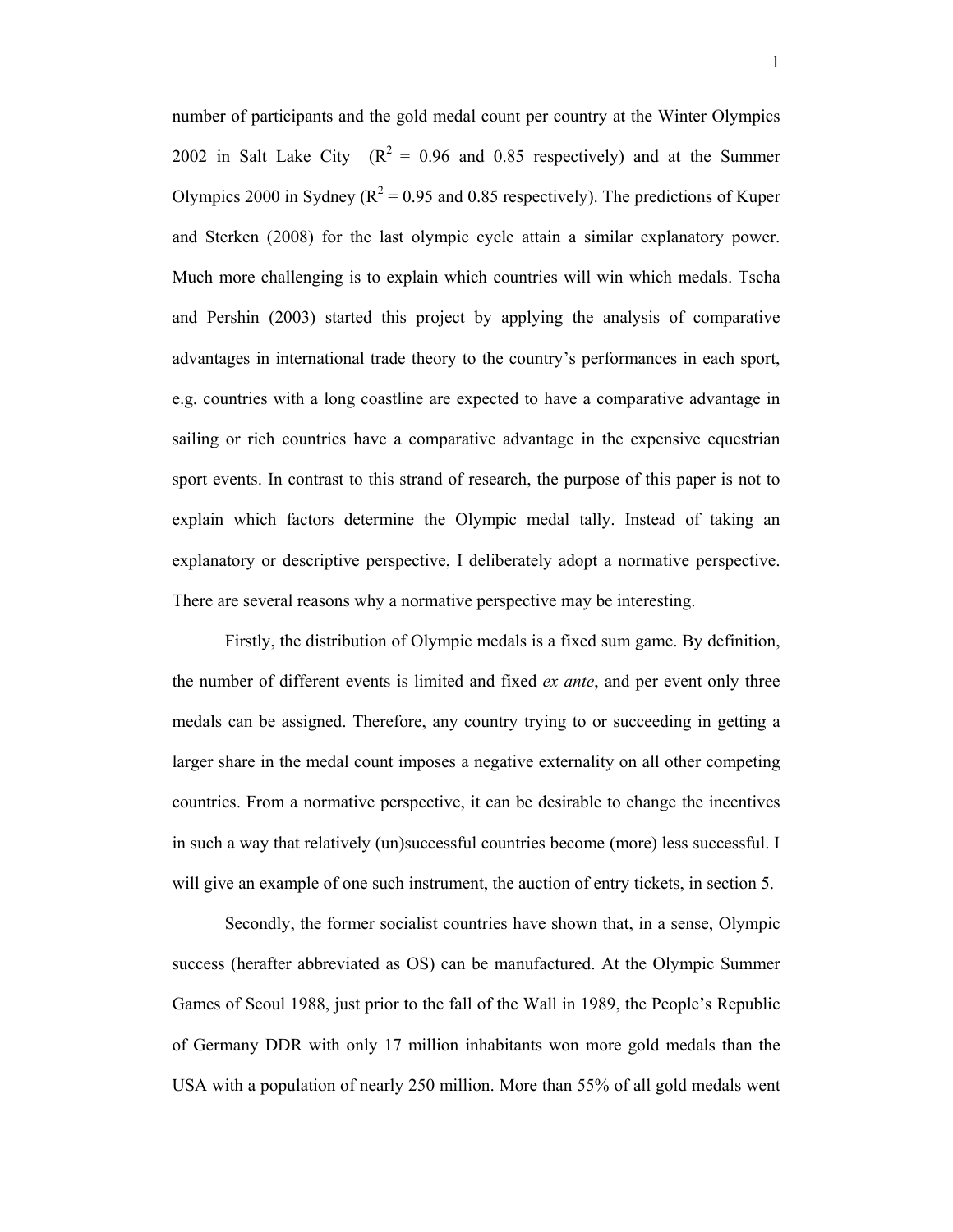number of participants and the gold medal count per country at the Winter Olympics 2002 in Salt Lake City ($R^2$ = 0.96 and 0.85 respectively) and at the Summer Olympics 2000 in Sydney ($R^2$ = 0.95 and 0.85 respectively). The predictions of Kuper and Sterken (2008) for the last olympic cycle attain a similar explanatory power. Much more challenging is to explain which countries will win which medals. Tscha and Pershin (2003) started this project by applying the analysis of comparative advantages in international trade theory to the country's performances in each sport, e.g. countries with a long coastline are expected to have a comparative advantage in sailing or rich countries have a comparative advantage in the expensive equestrian sport events. In contrast to this strand of research, the purpose of this paper is not to explain which factors determine the Olympic medal tally. Instead of taking an explanatory or descriptive perspective, I deliberately adopt a normative perspective. There are several reasons why a normative perspective may be interesting.

Firstly, the distribution of Olympic medals is a fixed sum game. By definition, the number of different events is limited and fixed *ex ante*, and per event only three medals can be assigned. Therefore, any country trying to or succeeding in getting a larger share in the medal count imposes a negative externality on all other competing countries. From a normative perspective, it can be desirable to change the incentives in such a way that relatively (un)successful countries become (more) less successful. I will give an example of one such instrument, the auction of entry tickets, in section 5.

Secondly, the former socialist countries have shown that, in a sense, Olympic success (herafter abbreviated as OS) can be manufactured. At the Olympic Summer Games of Seoul 1988, just prior to the fall of the Wall in 1989, the People's Republic of Germany DDR with only 17 million inhabitants won more gold medals than the USA with a population of nearly 250 million. More than 55% of all gold medals went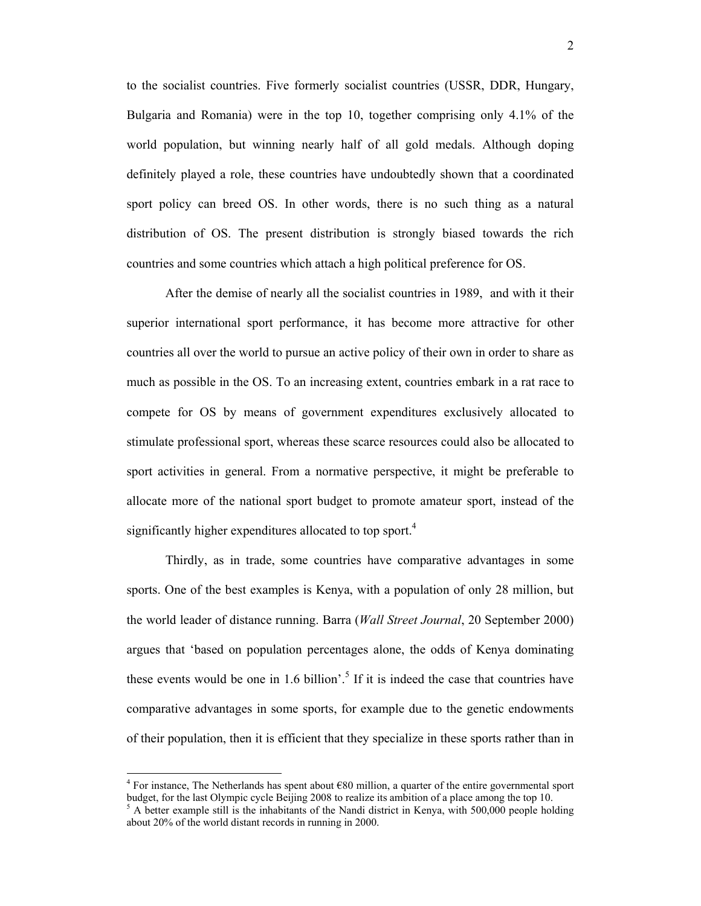to the socialist countries. Five formerly socialist countries (USSR, DDR, Hungary, Bulgaria and Romania) were in the top 10, together comprising only 4.1% of the world population, but winning nearly half of all gold medals. Although doping definitely played a role, these countries have undoubtedly shown that a coordinated sport policy can breed OS. In other words, there is no such thing as a natural distribution of OS. The present distribution is strongly biased towards the rich countries and some countries which attach a high political preference for OS.

After the demise of nearly all the socialist countries in 1989, and with it their superior international sport performance, it has become more attractive for other countries all over the world to pursue an active policy of their own in order to share as much as possible in the OS. To an increasing extent, countries embark in a rat race to compete for OS by means of government expenditures exclusively allocated to stimulate professional sport, whereas these scarce resources could also be allocated to sport activities in general. From a normative perspective, it might be preferable to allocate more of the national sport budget to promote amateur sport, instead of the significantly higher expenditures allocated to top sport.[4]

Thirdly, as in trade, some countries have comparative advantages in some sports. One of the best examples is Kenya, with a population of only 28 million, but the world leader of distance running. Barra (*Wall Street Journal*, 20 September 2000) argues that 'based on population percentages alone, the odds of Kenya dominating these events would be one in 1.6 billion'.[5] If it is indeed the case that countries have comparative advantages in some sports, for example due to the genetic endowments of their population, then it is efficient that they specialize in these sports rather than in

[4] For instance, The Netherlands has spent about €80 million, a quarter of the entire governmental sport budget, for the last Olympic cycle Beijing 2008 to realize its ambition of a place among the top 10.

[5] A better example still is the inhabitants of the Nandi district in Kenya, with 500,000 people holding about 20% of the world distant records in running in 2000.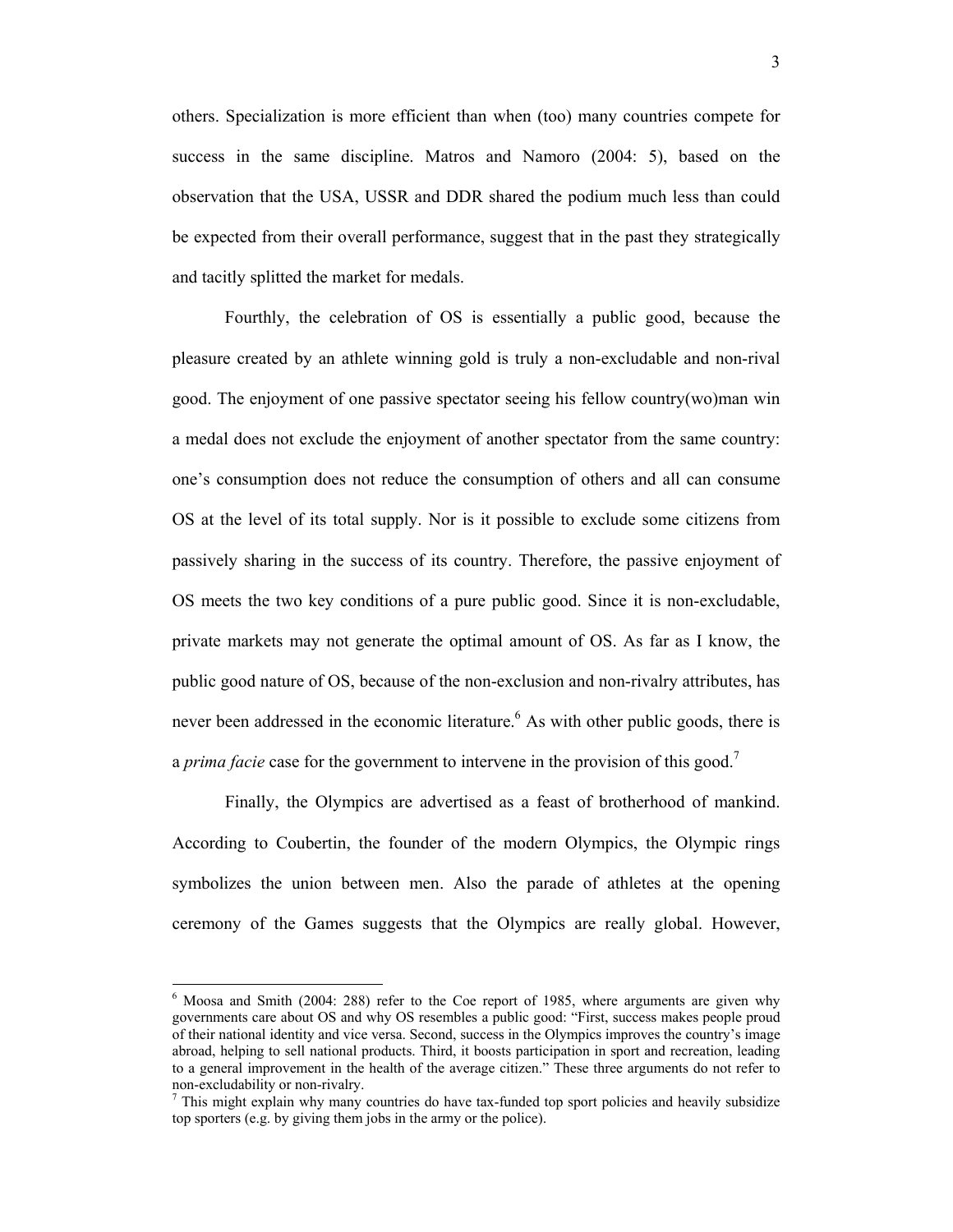others. Specialization is more efficient than when (too) many countries compete for success in the same discipline. Matros and Namoro (2004: 5), based on the observation that the USA, USSR and DDR shared the podium much less than could be expected from their overall performance, suggest that in the past they strategically and tacitly splitted the market for medals.

Fourthly, the celebration of OS is essentially a public good, because the pleasure created by an athlete winning gold is truly a non-excludable and non-rival good. The enjoyment of one passive spectator seeing his fellow country(wo)man win a medal does not exclude the enjoyment of another spectator from the same country: one's consumption does not reduce the consumption of others and all can consume OS at the level of its total supply. Nor is it possible to exclude some citizens from passively sharing in the success of its country. Therefore, the passive enjoyment of OS meets the two key conditions of a pure public good. Since it is non-excludable, private markets may not generate the optimal amount of OS. As far as I know, the public good nature of OS, because of the non-exclusion and non-rivalry attributes, has never been addressed in the economic literature.[6] As with other public goods, there is a *prima facie* case for the government to intervene in the provision of this good.[7]

Finally, the Olympics are advertised as a feast of brotherhood of mankind. According to Coubertin, the founder of the modern Olympics, the Olympic rings symbolizes the union between men. Also the parade of athletes at the opening ceremony of the Games suggests that the Olympics are really global. However,

---

[6] Moosa and Smith (2004: 288) refer to the Coe report of 1985, where arguments are given why governments care about OS and why OS resembles a public good: "First, success makes people proud of their national identity and vice versa. Second, success in the Olympics improves the country's image abroad, helping to sell national products. Third, it boosts participation in sport and recreation, leading to a general improvement in the health of the average citizen." These three arguments do not refer to non-excludability or non-rivalry.

[7] This might explain why many countries do have tax-funded top sport policies and heavily subsidize top sporters (e.g. by giving them jobs in the army or the police).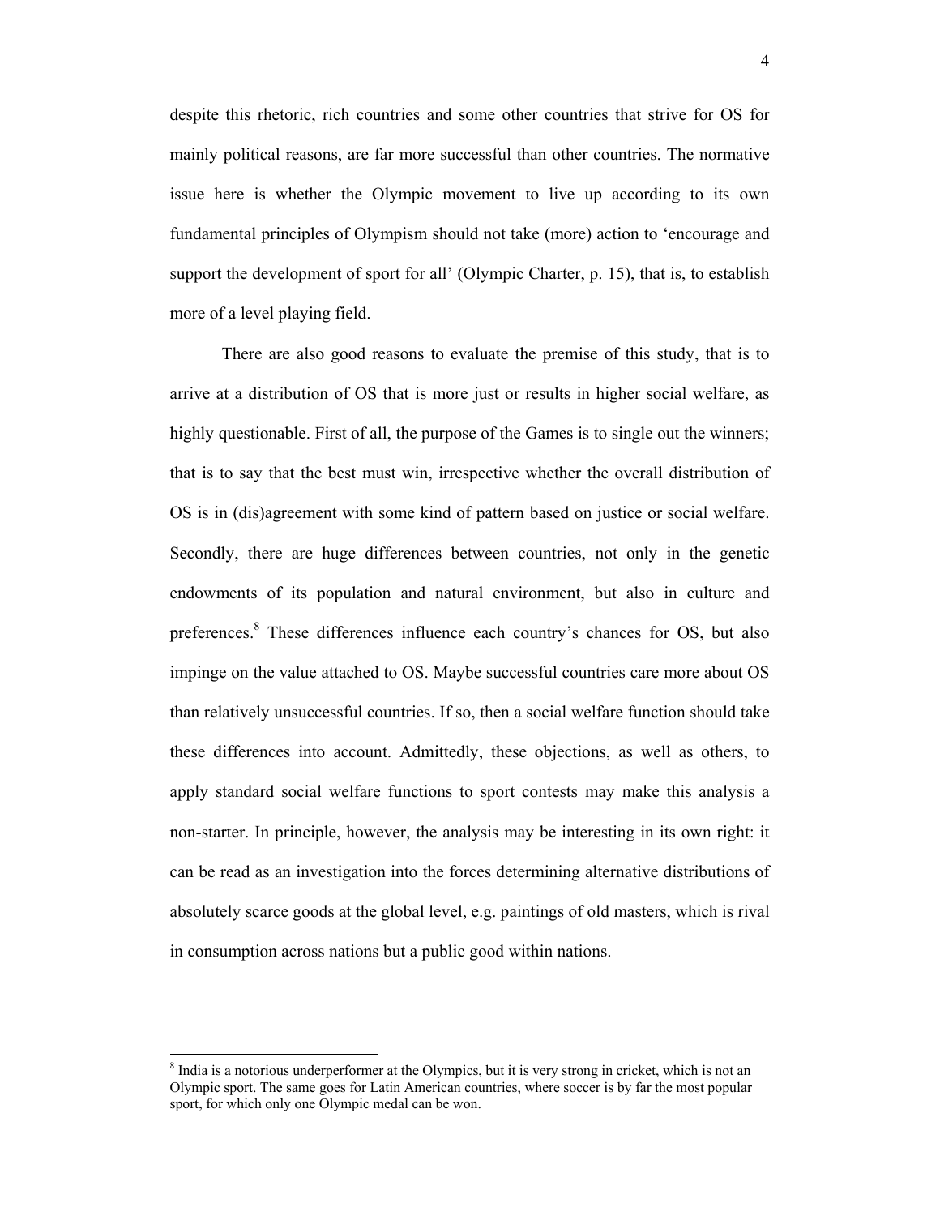despite this rhetoric, rich countries and some other countries that strive for OS for mainly political reasons, are far more successful than other countries. The normative issue here is whether the Olympic movement to live up according to its own fundamental principles of Olympism should not take (more) action to 'encourage and support the development of sport for all' (Olympic Charter, p. 15), that is, to establish more of a level playing field.

There are also good reasons to evaluate the premise of this study, that is to arrive at a distribution of OS that is more just or results in higher social welfare, as highly questionable. First of all, the purpose of the Games is to single out the winners; that is to say that the best must win, irrespective whether the overall distribution of OS is in (dis)agreement with some kind of pattern based on justice or social welfare. Secondly, there are huge differences between countries, not only in the genetic endowments of its population and natural environment, but also in culture and preferences.[8] These differences influence each country's chances for OS, but also impinge on the value attached to OS. Maybe successful countries care more about OS than relatively unsuccessful countries. If so, then a social welfare function should take these differences into account. Admittedly, these objections, as well as others, to apply standard social welfare functions to sport contests may make this analysis a non-starter. In principle, however, the analysis may be interesting in its own right: it can be read as an investigation into the forces determining alternative distributions of absolutely scarce goods at the global level, e.g. paintings of old masters, which is rival in consumption across nations but a public good within nations.

---

[8] India is a notorious underperformer at the Olympics, but it is very strong in cricket, which is not an Olympic sport. The same goes for Latin American countries, where soccer is by far the most popular sport, for which only one Olympic medal can be won.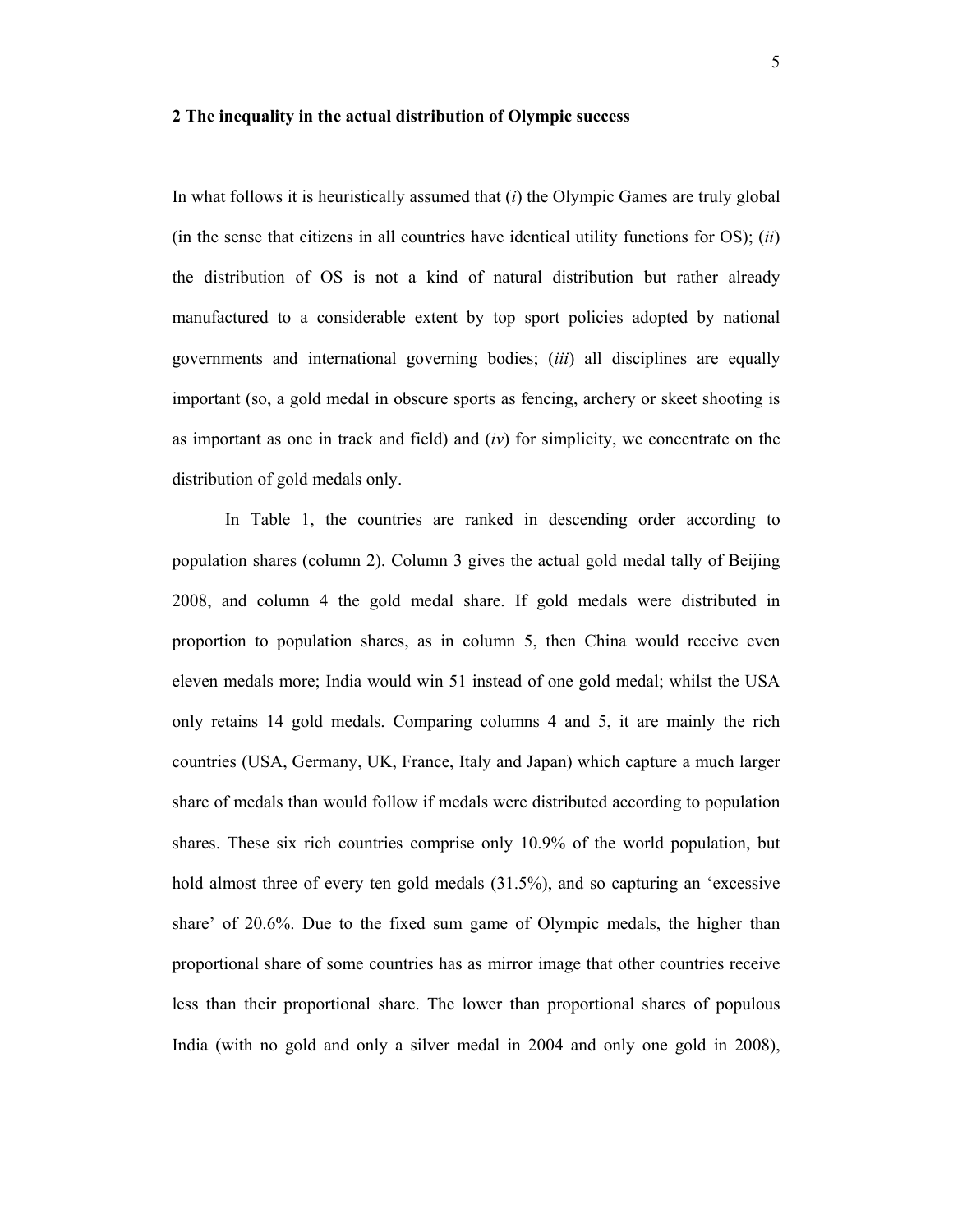## 2 The inequality in the actual distribution of Olympic success

In what follows it is heuristically assumed that (*i*) the Olympic Games are truly global (in the sense that citizens in all countries have identical utility functions for OS); (*ii*) the distribution of OS is not a kind of natural distribution but rather already manufactured to a considerable extent by top sport policies adopted by national governments and international governing bodies; (*iii*) all disciplines are equally important (so, a gold medal in obscure sports as fencing, archery or skeet shooting is as important as one in track and field) and (*iv*) for simplicity, we concentrate on the distribution of gold medals only.

In Table 1, the countries are ranked in descending order according to population shares (column 2). Column 3 gives the actual gold medal tally of Beijing 2008, and column 4 the gold medal share. If gold medals were distributed in proportion to population shares, as in column 5, then China would receive even eleven medals more; India would win 51 instead of one gold medal; whilst the USA only retains 14 gold medals. Comparing columns 4 and 5, it are mainly the rich countries (USA, Germany, UK, France, Italy and Japan) which capture a much larger share of medals than would follow if medals were distributed according to population shares. These six rich countries comprise only 10.9% of the world population, but hold almost three of every ten gold medals (31.5%), and so capturing an 'excessive share' of 20.6%. Due to the fixed sum game of Olympic medals, the higher than proportional share of some countries has as mirror image that other countries receive less than their proportional share. The lower than proportional shares of populous India (with no gold and only a silver medal in 2004 and only one gold in 2008),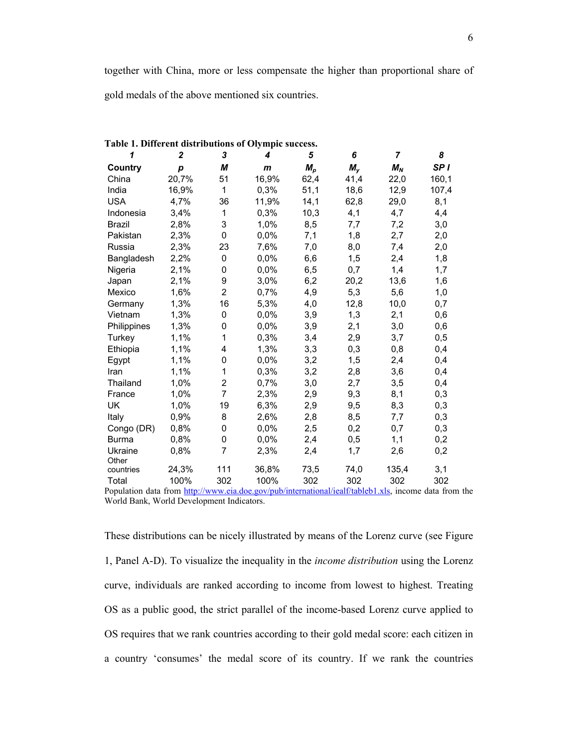together with China, more or less compensate the higher than proportional share of gold medals of the above mentioned six countries.

**Table 1. Different distributions of Olympic success.**

| 1 | 2 | 3 | 4 | 5 | 6 | 7 | 8 |
|---|---|---|---|---|---|---|---|
| **Country** | ***p*** | ***M*** | ***m*** | $M_p$ | $M_y$ | $M_N$ | ***SP I*** |
| China | 20,7% | 51 | 16,9% | 62,4 | 41,4 | 22,0 | 160,1 |
| India | 16,9% | 1 | 0,3% | 51,1 | 18,6 | 12,9 | 107,4 |
| USA | 4,7% | 36 | 11,9% | 14,1 | 62,8 | 29,0 | 8,1 |
| Indonesia | 3,4% | 1 | 0,3% | 10,3 | 4,1 | 4,7 | 4,4 |
| Brazil | 2,8% | 3 | 1,0% | 8,5 | 7,7 | 7,2 | 3,0 |
| Pakistan | 2,3% | 0 | 0,0% | 7,1 | 1,8 | 2,7 | 2,0 |
| Russia | 2,3% | 23 | 7,6% | 7,0 | 8,0 | 7,4 | 2,0 |
| Bangladesh | 2,2% | 0 | 0,0% | 6,6 | 1,5 | 2,4 | 1,8 |
| Nigeria | 2,1% | 0 | 0,0% | 6,5 | 0,7 | 1,4 | 1,7 |
| Japan | 2,1% | 9 | 3,0% | 6,2 | 20,2 | 13,6 | 1,6 |
| Mexico | 1,6% | 2 | 0,7% | 4,9 | 5,3 | 5,6 | 1,0 |
| Germany | 1,3% | 16 | 5,3% | 4,0 | 12,8 | 10,0 | 0,7 |
| Vietnam | 1,3% | 0 | 0,0% | 3,9 | 1,3 | 2,1 | 0,6 |
| Philippines | 1,3% | 0 | 0,0% | 3,9 | 2,1 | 3,0 | 0,6 |
| Turkey | 1,1% | 1 | 0,3% | 3,4 | 2,9 | 3,7 | 0,5 |
| Ethiopia | 1,1% | 4 | 1,3% | 3,3 | 0,3 | 0,8 | 0,4 |
| Egypt | 1,1% | 0 | 0,0% | 3,2 | 1,5 | 2,4 | 0,4 |
| Iran | 1,1% | 1 | 0,3% | 3,2 | 2,8 | 3,6 | 0,4 |
| Thailand | 1,0% | 2 | 0,7% | 3,0 | 2,7 | 3,5 | 0,4 |
| France | 1,0% | 7 | 2,3% | 2,9 | 9,3 | 8,1 | 0,3 |
| UK | 1,0% | 19 | 6,3% | 2,9 | 9,5 | 8,3 | 0,3 |
| Italy | 0,9% | 8 | 2,6% | 2,8 | 8,5 | 7,7 | 0,3 |
| Congo (DR) | 0,8% | 0 | 0,0% | 2,5 | 0,2 | 0,7 | 0,3 |
| Burma | 0,8% | 0 | 0,0% | 2,4 | 0,5 | 1,1 | 0,2 |
| Ukraine | 0,8% | 7 | 2,3% | 2,4 | 1,7 | 2,6 | 0,2 |
| Other countries | 24,3% | 111 | 36,8% | 73,5 | 74,0 | 135,4 | 3,1 |
| Total | 100% | 302 | 100% | 302 | 302 | 302 | 302 |

Population data from http://www.eia.doe.gov/pub/international/iealf/tableb1.xls, income data from the World Bank, World Development Indicators.

These distributions can be nicely illustrated by means of the Lorenz curve (see Figure 1, Panel A-D). To visualize the inequality in the *income distribution* using the Lorenz curve, individuals are ranked according to income from lowest to highest. Treating OS as a public good, the strict parallel of the income-based Lorenz curve applied to OS requires that we rank countries according to their gold medal score: each citizen in a country 'consumes' the medal score of its country. If we rank the countries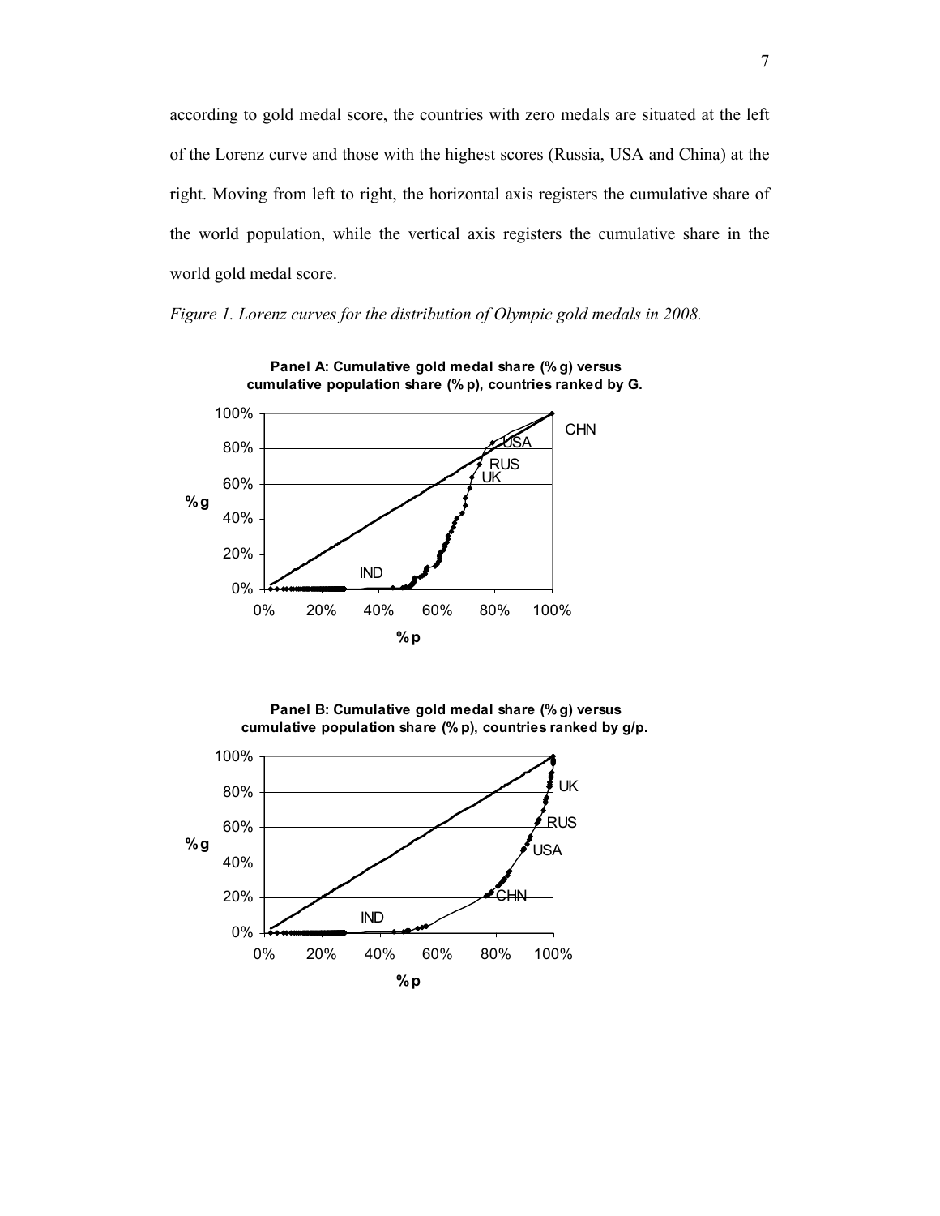according to gold medal score, the countries with zero medals are situated at the left of the Lorenz curve and those with the highest scores (Russia, USA and China) at the right. Moving from left to right, the horizontal axis registers the cumulative share of the world population, while the vertical axis registers the cumulative share in the world gold medal score.

*Figure 1. Lorenz curves for the distribution of Olympic gold medals in 2008.*

**Panel A: Cumulative gold medal share (%g) versus cumulative population share (%p), countries ranked by G.**

**Panel B: Cumulative gold medal share (%g) versus cumulative population share (%p), countries ranked by g/p.**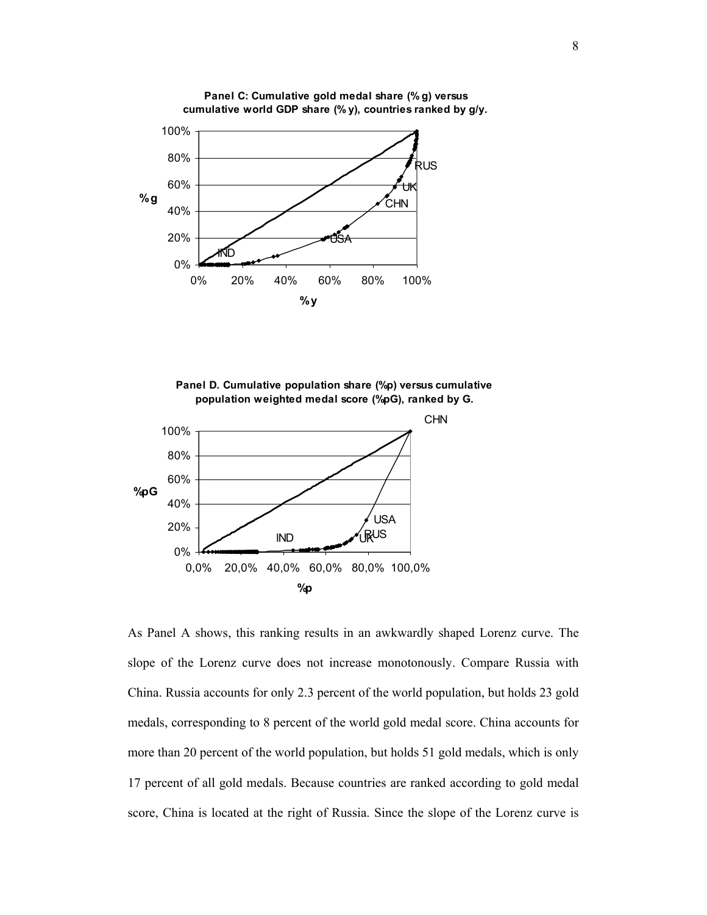**Panel C: Cumulative gold medal share (% g) versus cumulative world GDP share (% y), countries ranked by g/y.**

**Panel D. Cumulative population share (%p) versus cumulative population weighted medal score (%pG), ranked by G.**

As Panel A shows, this ranking results in an awkwardly shaped Lorenz curve. The slope of the Lorenz curve does not increase monotonously. Compare Russia with China. Russia accounts for only 2.3 percent of the world population, but holds 23 gold medals, corresponding to 8 percent of the world gold medal score. China accounts for more than 20 percent of the world population, but holds 51 gold medals, which is only 17 percent of all gold medals. Because countries are ranked according to gold medal score, China is located at the right of Russia. Since the slope of the Lorenz curve is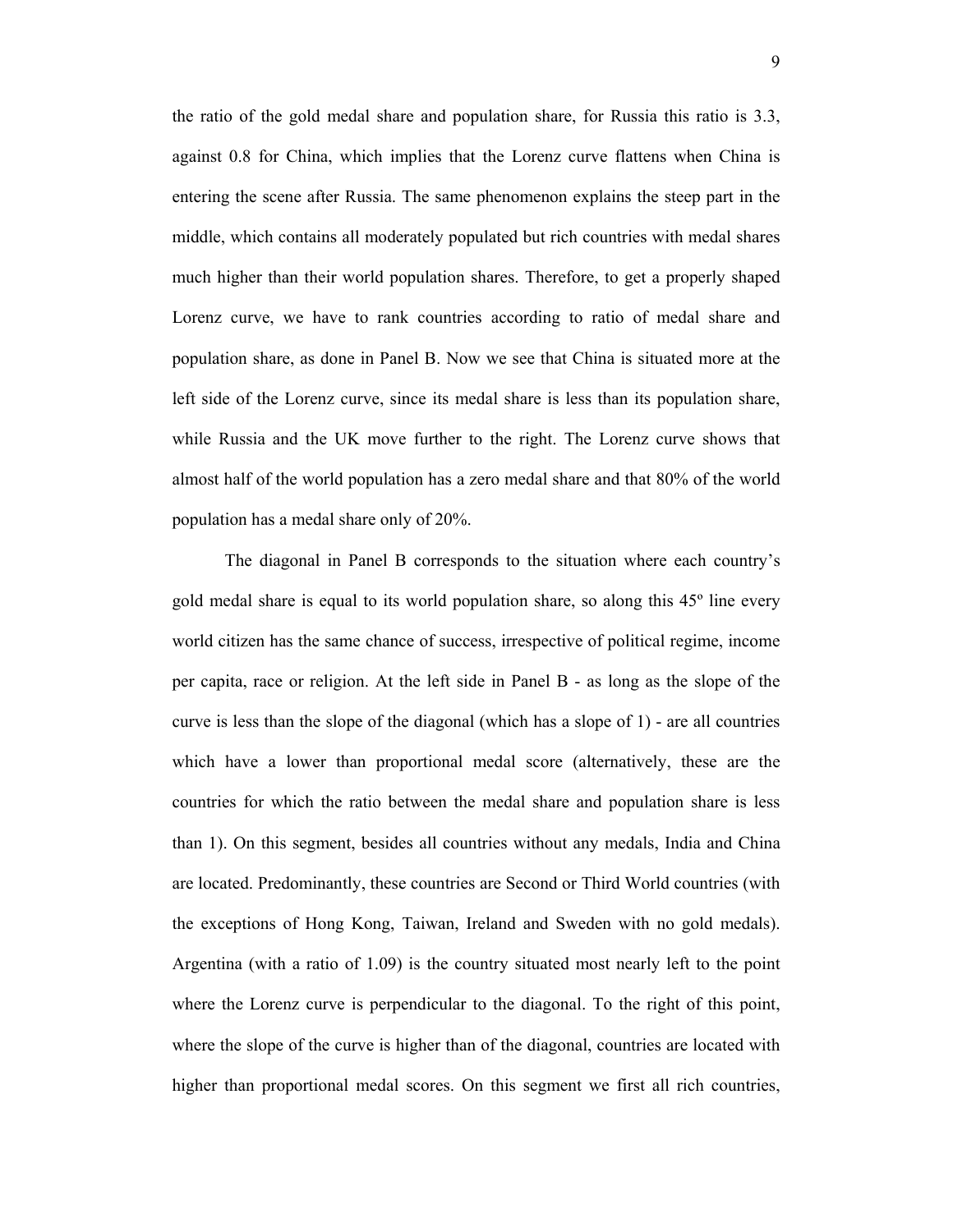the ratio of the gold medal share and population share, for Russia this ratio is 3.3, against 0.8 for China, which implies that the Lorenz curve flattens when China is entering the scene after Russia. The same phenomenon explains the steep part in the middle, which contains all moderately populated but rich countries with medal shares much higher than their world population shares. Therefore, to get a properly shaped Lorenz curve, we have to rank countries according to ratio of medal share and population share, as done in Panel B. Now we see that China is situated more at the left side of the Lorenz curve, since its medal share is less than its population share, while Russia and the UK move further to the right. The Lorenz curve shows that almost half of the world population has a zero medal share and that 80% of the world population has a medal share only of 20%.

The diagonal in Panel B corresponds to the situation where each country's gold medal share is equal to its world population share, so along this 45º line every world citizen has the same chance of success, irrespective of political regime, income per capita, race or religion. At the left side in Panel B - as long as the slope of the curve is less than the slope of the diagonal (which has a slope of 1) - are all countries which have a lower than proportional medal score (alternatively, these are the countries for which the ratio between the medal share and population share is less than 1). On this segment, besides all countries without any medals, India and China are located. Predominantly, these countries are Second or Third World countries (with the exceptions of Hong Kong, Taiwan, Ireland and Sweden with no gold medals). Argentina (with a ratio of 1.09) is the country situated most nearly left to the point where the Lorenz curve is perpendicular to the diagonal. To the right of this point, where the slope of the curve is higher than of the diagonal, countries are located with higher than proportional medal scores. On this segment we first all rich countries,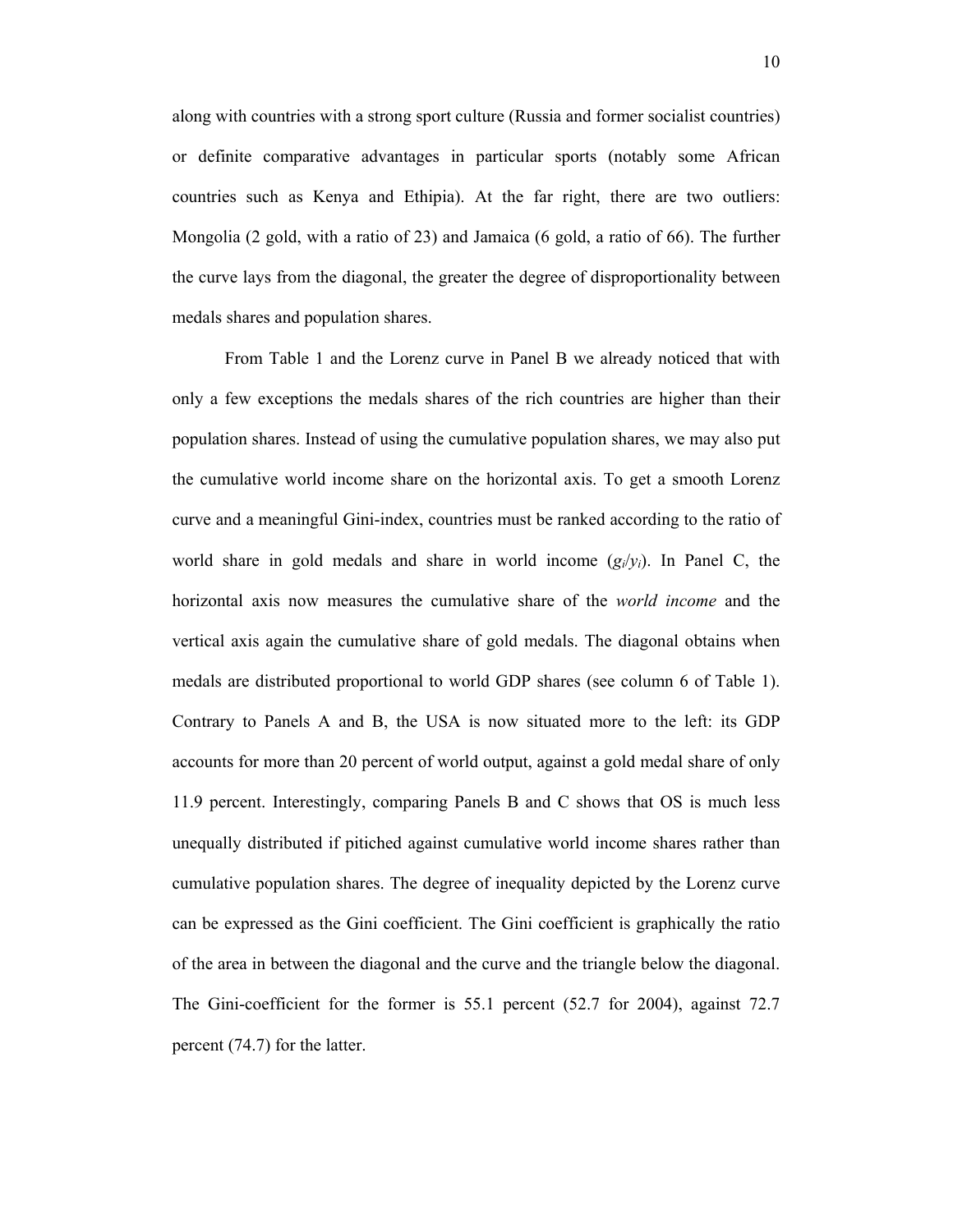along with countries with a strong sport culture (Russia and former socialist countries) or definite comparative advantages in particular sports (notably some African countries such as Kenya and Ethipia). At the far right, there are two outliers: Mongolia (2 gold, with a ratio of 23) and Jamaica (6 gold, a ratio of 66). The further the curve lays from the diagonal, the greater the degree of disproportionality between medals shares and population shares.

From Table 1 and the Lorenz curve in Panel B we already noticed that with only a few exceptions the medals shares of the rich countries are higher than their population shares. Instead of using the cumulative population shares, we may also put the cumulative world income share on the horizontal axis. To get a smooth Lorenz curve and a meaningful Gini-index, countries must be ranked according to the ratio of world share in gold medals and share in world income ($g_i/y_i$). In Panel C, the horizontal axis now measures the cumulative share of the *world income* and the vertical axis again the cumulative share of gold medals. The diagonal obtains when medals are distributed proportional to world GDP shares (see column 6 of Table 1). Contrary to Panels A and B, the USA is now situated more to the left: its GDP accounts for more than 20 percent of world output, against a gold medal share of only 11.9 percent. Interestingly, comparing Panels B and C shows that OS is much less unequally distributed if pitiched against cumulative world income shares rather than cumulative population shares. The degree of inequality depicted by the Lorenz curve can be expressed as the Gini coefficient. The Gini coefficient is graphically the ratio of the area in between the diagonal and the curve and the triangle below the diagonal. The Gini-coefficient for the former is 55.1 percent (52.7 for 2004), against 72.7 percent (74.7) for the latter.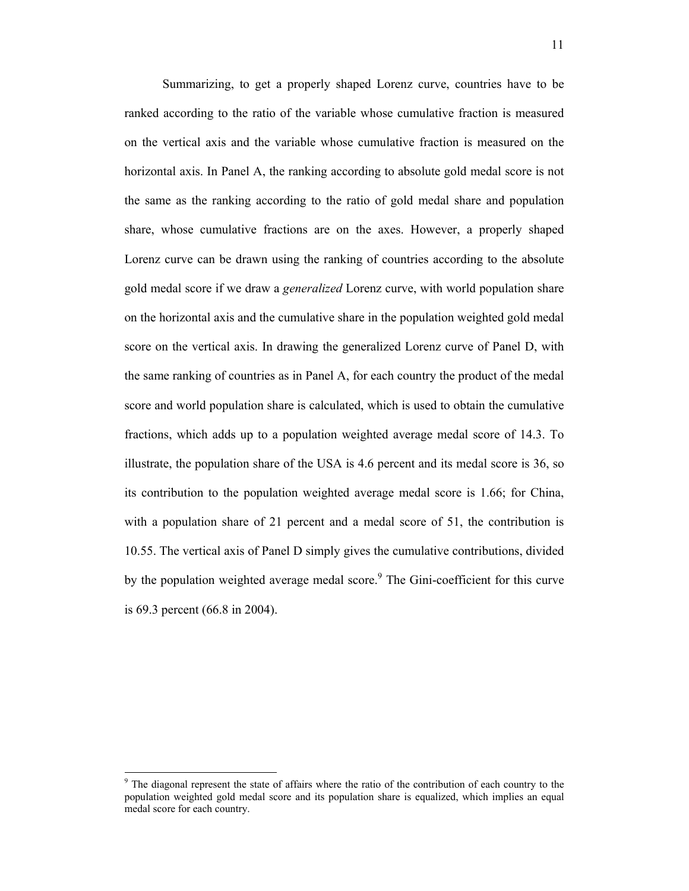Summarizing, to get a properly shaped Lorenz curve, countries have to be ranked according to the ratio of the variable whose cumulative fraction is measured on the vertical axis and the variable whose cumulative fraction is measured on the horizontal axis. In Panel A, the ranking according to absolute gold medal score is not the same as the ranking according to the ratio of gold medal share and population share, whose cumulative fractions are on the axes. However, a properly shaped Lorenz curve can be drawn using the ranking of countries according to the absolute gold medal score if we draw a *generalized* Lorenz curve, with world population share on the horizontal axis and the cumulative share in the population weighted gold medal score on the vertical axis. In drawing the generalized Lorenz curve of Panel D, with the same ranking of countries as in Panel A, for each country the product of the medal score and world population share is calculated, which is used to obtain the cumulative fractions, which adds up to a population weighted average medal score of 14.3. To illustrate, the population share of the USA is 4.6 percent and its medal score is 36, so its contribution to the population weighted average medal score is 1.66; for China, with a population share of 21 percent and a medal score of 51, the contribution is 10.55. The vertical axis of Panel D simply gives the cumulative contributions, divided by the population weighted average medal score.[9] The Gini-coefficient for this curve is 69.3 percent (66.8 in 2004).

[9] The diagonal represent the state of affairs where the ratio of the contribution of each country to the population weighted gold medal score and its population share is equalized, which implies an equal medal score for each country.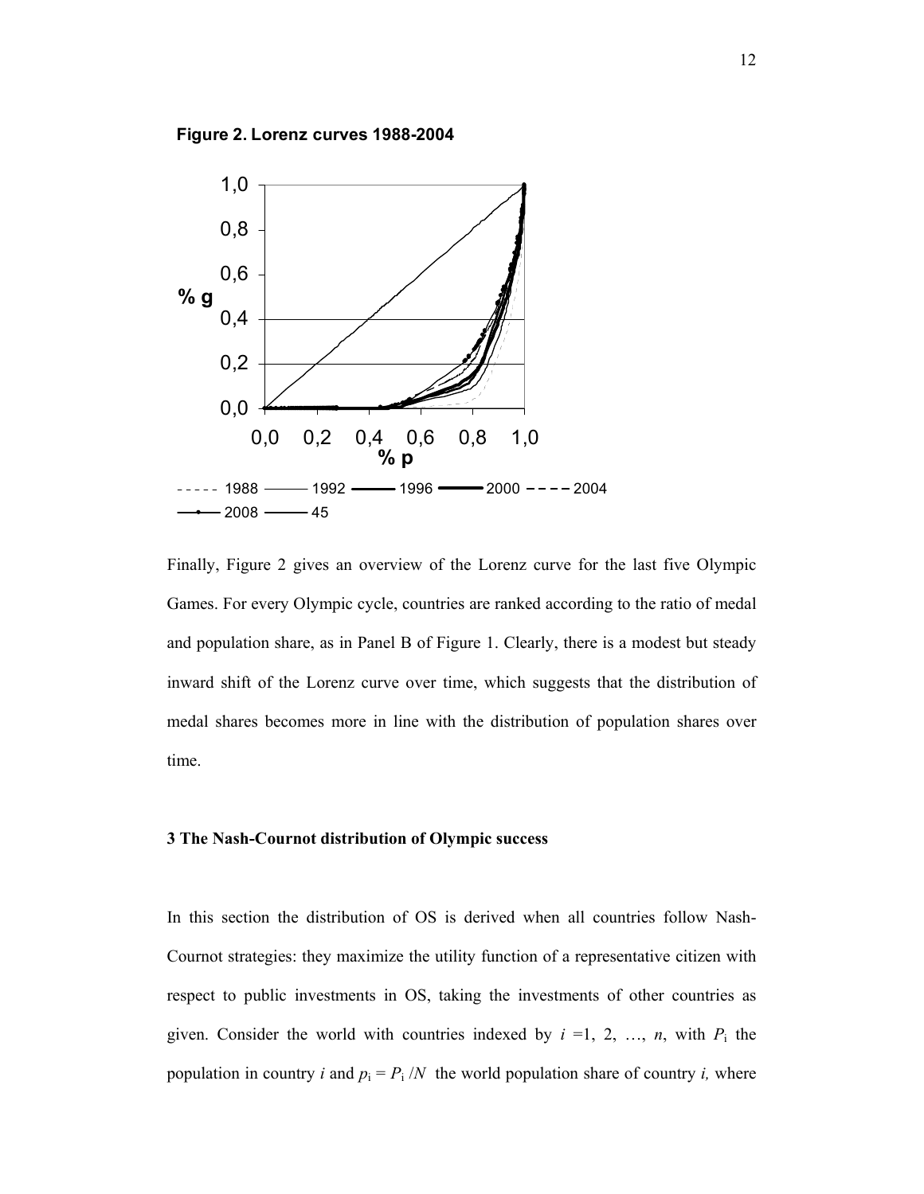**Figure 2. Lorenz curves 1988-2004**

Finally, Figure 2 gives an overview of the Lorenz curve for the last five Olympic Games. For every Olympic cycle, countries are ranked according to the ratio of medal and population share, as in Panel B of Figure 1. Clearly, there is a modest but steady inward shift of the Lorenz curve over time, which suggests that the distribution of medal shares becomes more in line with the distribution of population shares over time.

### 3 The Nash-Cournot distribution of Olympic success

In this section the distribution of OS is derived when all countries follow Nash-Cournot strategies: they maximize the utility function of a representative citizen with respect to public investments in OS, taking the investments of other countries as given. Consider the world with countries indexed by $i = 1, 2, \ldots, n$, with $P_i$ the population in country $i$ and $p_i = P_i / N$ the world population share of country $i$, where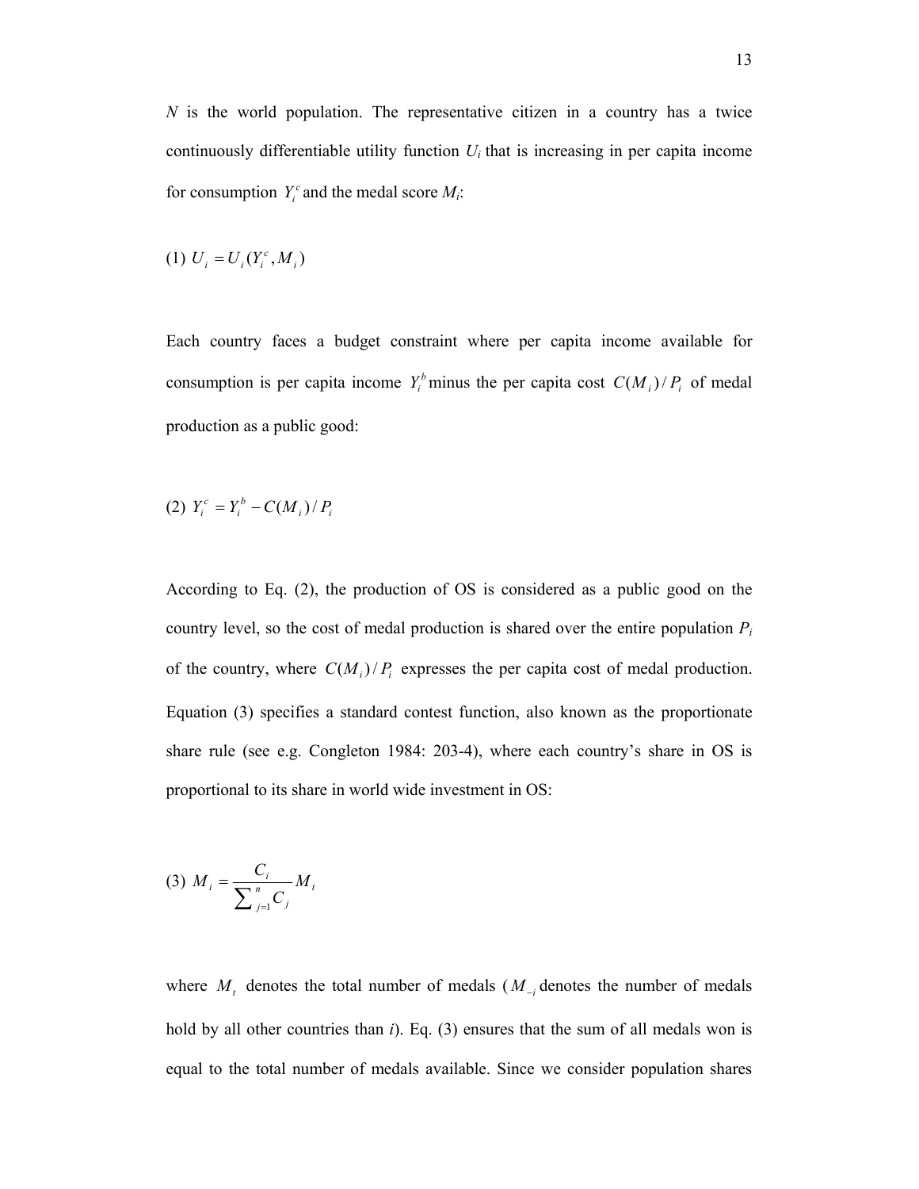$N$ is the world population. The representative citizen in a country has a twice continuously differentiable utility function $U_i$ that is increasing in per capita income for consumption $Y_i^c$ and the medal score $M_i$:

$$(1)\ U_i = U_i(Y_i^c, M_i)$$

Each country faces a budget constraint where per capita income available for consumption is per capita income $Y_i^b$ minus the per capita cost $C(M_i)/P_i$ of medal production as a public good:

$$(2)\ Y_i^c = Y_i^b - C(M_i)/P_i$$

According to Eq. (2), the production of OS is considered as a public good on the country level, so the cost of medal production is shared over the entire population $P_i$ of the country, where $C(M_i)/P_i$ expresses the per capita cost of medal production. Equation (3) specifies a standard contest function, also known as the proportionate share rule (see e.g. Congleton 1984: 203-4), where each country's share in OS is proportional to its share in world wide investment in OS:

$$(3)\ M_i = \frac{C_i}{\sum_{j=1}^{n} C_j} M_t$$

where $M_t$ denotes the total number of medals ($M_{-i}$ denotes the number of medals hold by all other countries than $i$). Eq. (3) ensures that the sum of all medals won is equal to the total number of medals available. Since we consider population shares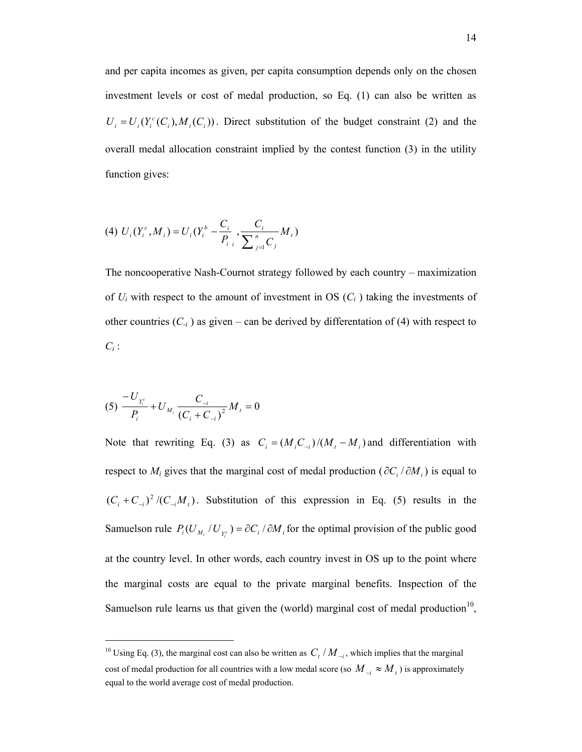and per capita incomes as given, per capita consumption depends only on the chosen investment levels or cost of medal production, so Eq. (1) can also be written as $U_i = U_i(Y_i^c(C_i), M_i(C_i))$. Direct substitution of the budget constraint (2) and the overall medal allocation constraint implied by the contest function (3) in the utility function gives:

$$\text{(4)} \quad U_i(Y_i^c, M_i) = U_i(Y_i^b - \frac{C_i}{P_i}, \frac{C_i}{\sum_{j=1}^{n} C_j} M_t)$$

The noncooperative Nash-Cournot strategy followed by each country – maximization of $U_i$ with respect to the amount of investment in OS ($C_i$ ) taking the investments of other countries ($C_{-i}$ ) as given – can be derived by differentation of (4) with respect to $C_i$ :

$$\text{(5)} \quad \frac{-U_{Y_i^c}}{P_i} + U_{M_i} \frac{C_{-i}}{(C_i + C_{-i})^2} M_t = 0$$

Note that rewriting Eq. (3) as $C_i = (M_i C_{-i})/(M_t - M_i)$ and differentiation with respect to $M_i$ gives that the marginal cost of medal production ($\partial C_i / \partial M_i$) is equal to $(C_i + C_{-i})^2/(C_{-i} M_t)$. Substitution of this expression in Eq. (5) results in the Samuelson rule $P_i(U_{M_i}/U_{Y_i^c}) = \partial C_i / \partial M_i$ for the optimal provision of the public good at the country level. In other words, each country invest in OS up to the point where the marginal costs are equal to the private marginal benefits. Inspection of the Samuelson rule learns us that given the (world) marginal cost of medal production[10],

---

[10] Using Eq. (3), the marginal cost can also be written as $C_t / M_{-i}$, which implies that the marginal cost of medal production for all countries with a low medal score (so $M_{-i} \approx M_t$) is approximately equal to the world average cost of medal production.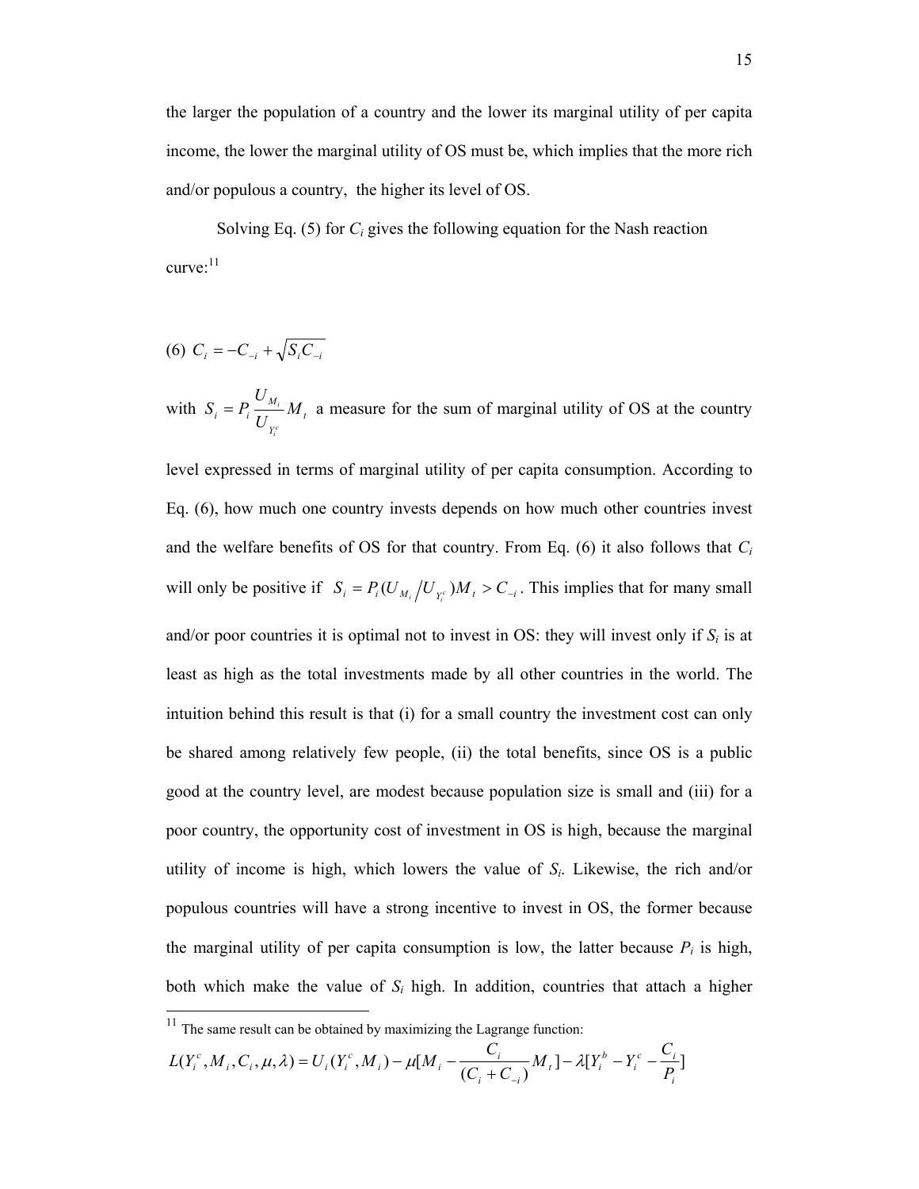the larger the population of a country and the lower its marginal utility of per capita income, the lower the marginal utility of OS must be, which implies that the more rich and/or populous a country, the higher its level of OS.

Solving Eq. (5) for $C_i$ gives the following equation for the Nash reaction curve:[11]

$$(6)\ C_i = -C_{-i} + \sqrt{S_i C_{-i}}$$

with $S_i = P_i \dfrac{U_{M_i}}{U_{Y_i^c}} M_t$ a measure for the sum of marginal utility of OS at the country level expressed in terms of marginal utility of per capita consumption. According to Eq. (6), how much one country invests depends on how much other countries invest and the welfare benefits of OS for that country. From Eq. (6) it also follows that $C_i$ will only be positive if $S_i = P_i(U_{M_i} / U_{Y_i^c})M_t > C_{-i}$. This implies that for many small and/or poor countries it is optimal not to invest in OS: they will invest only if $S_i$ is at least as high as the total investments made by all other countries in the world. The intuition behind this result is that (i) for a small country the investment cost can only be shared among relatively few people, (ii) the total benefits, since OS is a public good at the country level, are modest because population size is small and (iii) for a poor country, the opportunity cost of investment in OS is high, because the marginal utility of income is high, which lowers the value of $S_i$. Likewise, the rich and/or populous countries will have a strong incentive to invest in OS, the former because the marginal utility of per capita consumption is low, the latter because $P_i$ is high, both which make the value of $S_i$ high. In addition, countries that attach a higher

---

[11] The same result can be obtained by maximizing the Lagrange function:

$$L(Y_i^c, M_i, C_i, \mu, \lambda) = U_i(Y_i^c, M_i) - \mu[M_i - \frac{C_i}{(C_i + C_{-i})} M_t] - \lambda[Y_i^b - Y_i^c - \frac{C_i}{P_i}]$$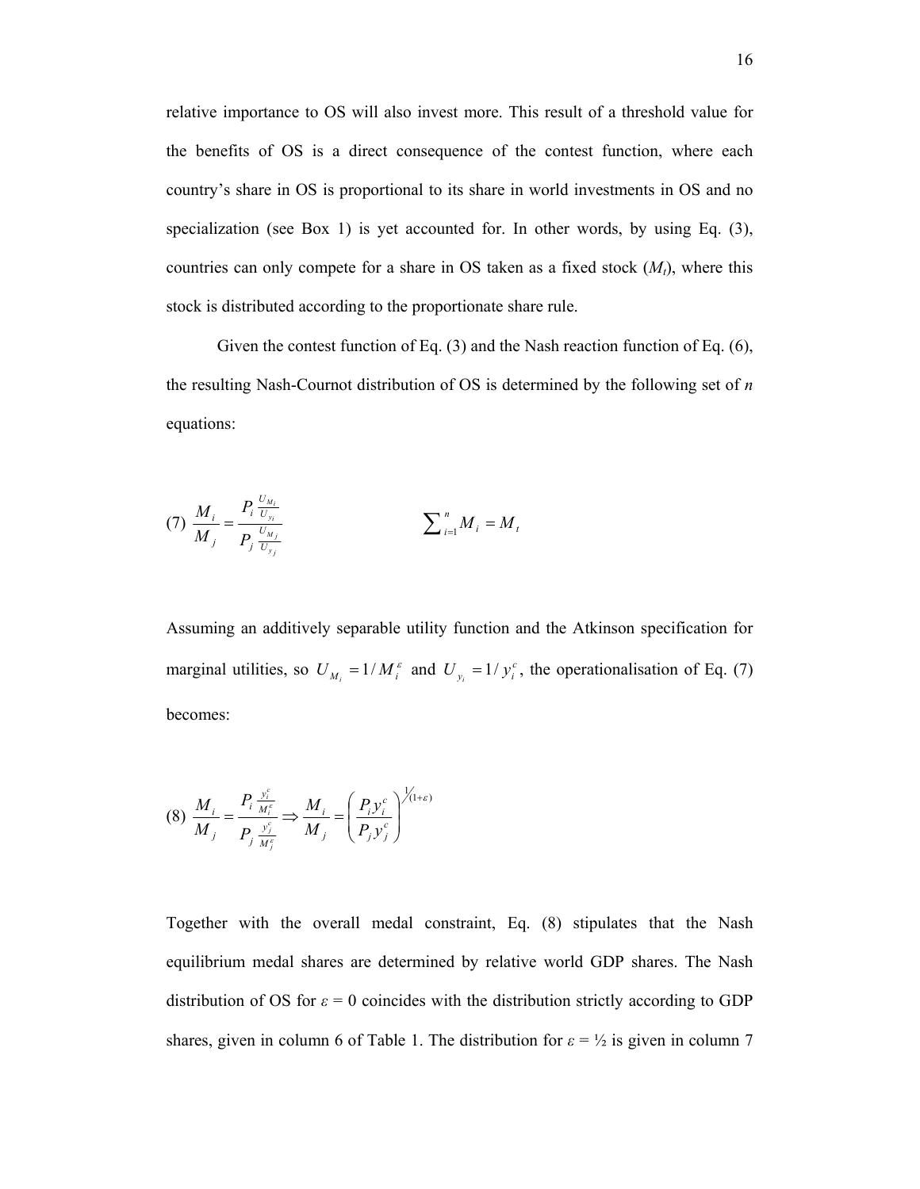relative importance to OS will also invest more. This result of a threshold value for the benefits of OS is a direct consequence of the contest function, where each country's share in OS is proportional to its share in world investments in OS and no specialization (see Box 1) is yet accounted for. In other words, by using Eq. (3), countries can only compete for a share in OS taken as a fixed stock ($M_t$), where this stock is distributed according to the proportionate share rule.

Given the contest function of Eq. (3) and the Nash reaction function of Eq. (6), the resulting Nash-Cournot distribution of OS is determined by the following set of $n$ equations:

$$(7)\ \frac{M_i}{M_j} = \frac{P_i \frac{U_{M_i}}{U_{y_i}}}{P_j \frac{U_{M_j}}{U_{y_j}}} \qquad\qquad \sum_{i=1}^{n} M_i = M_t$$

Assuming an additively separable utility function and the Atkinson specification for marginal utilities, so $U_{M_i} = 1/M_i^{\varepsilon}$ and $U_{y_i} = 1/y_i^{c}$, the operationalisation of Eq. (7) becomes:

$$(8)\ \frac{M_i}{M_j} = \frac{P_i \frac{y_i^c}{M_i^{\varepsilon}}}{P_j \frac{y_j^c}{M_j^{\varepsilon}}} \Rightarrow \frac{M_i}{M_j} = \left(\frac{P_i y_i^c}{P_j y_j^c}\right)^{1/(1+\varepsilon)}$$

Together with the overall medal constraint, Eq. (8) stipulates that the Nash equilibrium medal shares are determined by relative world GDP shares. The Nash distribution of OS for $\varepsilon = 0$ coincides with the distribution strictly according to GDP shares, given in column 6 of Table 1. The distribution for $\varepsilon = ½$ is given in column 7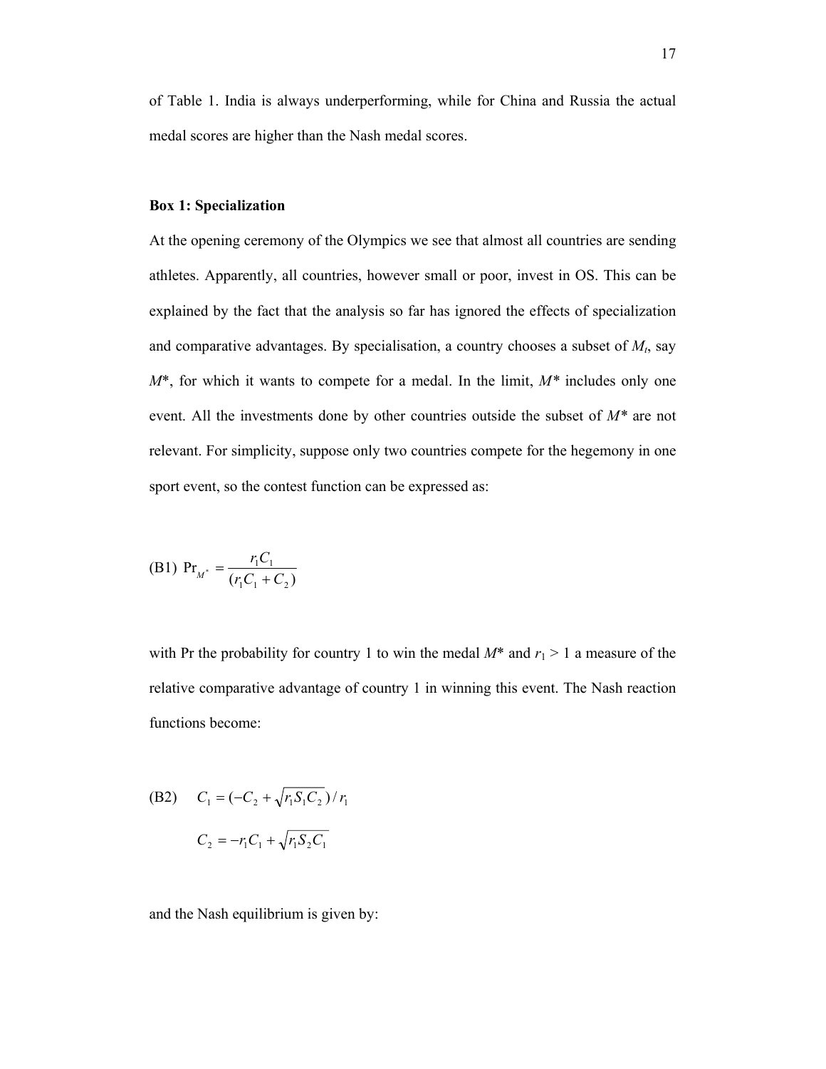of Table 1. India is always underperforming, while for China and Russia the actual medal scores are higher than the Nash medal scores.

**Box 1: Specialization**

At the opening ceremony of the Olympics we see that almost all countries are sending athletes. Apparently, all countries, however small or poor, invest in OS. This can be explained by the fact that the analysis so far has ignored the effects of specialization and comparative advantages. By specialisation, a country chooses a subset of $M_t$, say $M^*$, for which it wants to compete for a medal. In the limit, $M^*$ includes only one event. All the investments done by other countries outside the subset of $M^*$ are not relevant. For simplicity, suppose only two countries compete for the hegemony in one sport event, so the contest function can be expressed as:

$$\text{(B1)}\quad \Pr_{M^*} = \frac{r_1 C_1}{(r_1 C_1 + C_2)}$$

with Pr the probability for country 1 to win the medal $M^*$ and $r_1 > 1$ a measure of the relative comparative advantage of country 1 in winning this event. The Nash reaction functions become:

$$\text{(B2)}\quad C_1 = (-C_2 + \sqrt{r_1 S_1 C_2})/r_1$$

$$C_2 = -r_1 C_1 + \sqrt{r_1 S_2 C_1}$$

and the Nash equilibrium is given by: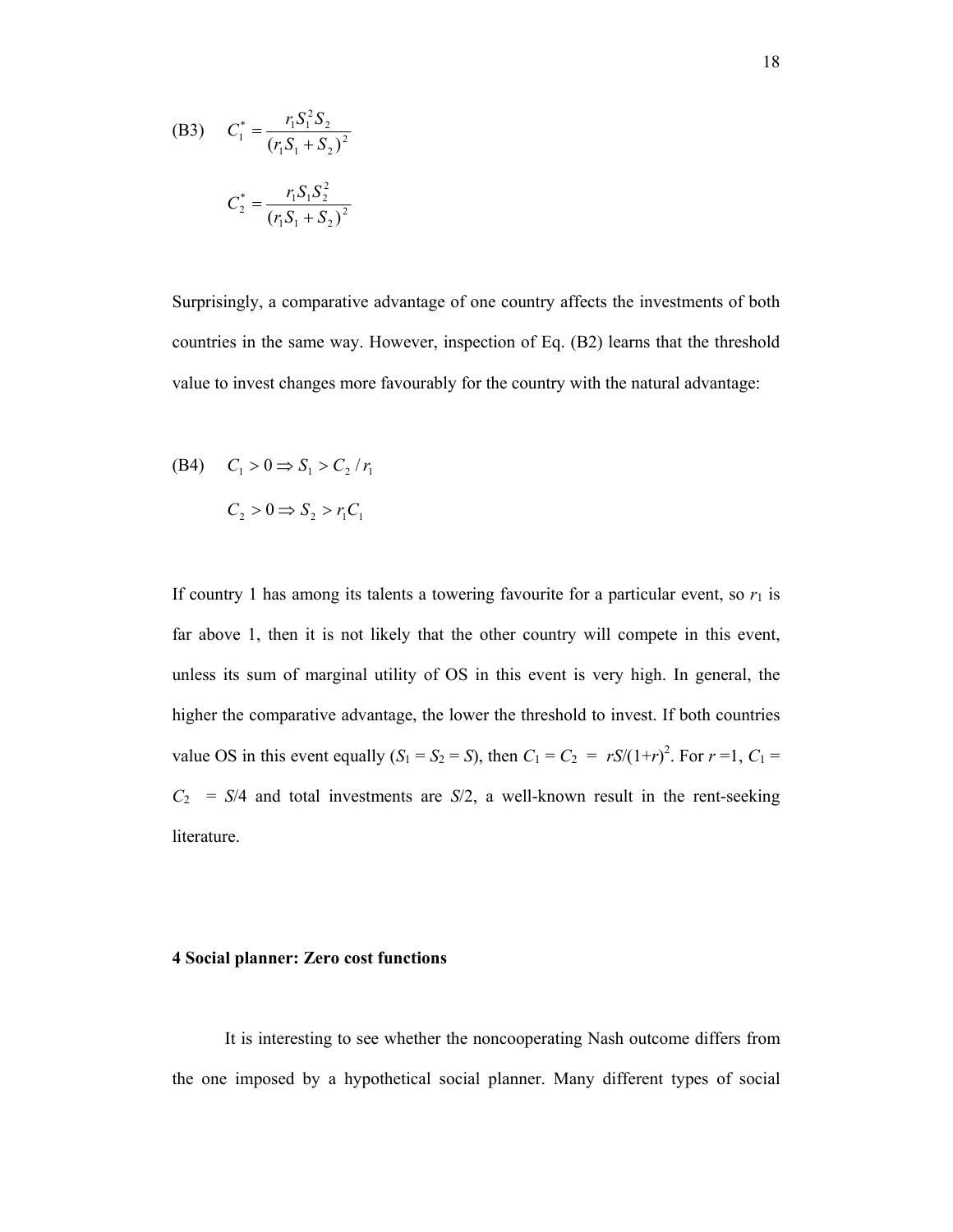$$\text{(B3)} \quad C_1^* = \frac{r_1 S_1^2 S_2}{(r_1 S_1 + S_2)^2}$$

$$C_2^* = \frac{r_1 S_1 S_2^2}{(r_1 S_1 + S_2)^2}$$

Surprisingly, a comparative advantage of one country affects the investments of both countries in the same way. However, inspection of Eq. (B2) learns that the threshold value to invest changes more favourably for the country with the natural advantage:

$$\text{(B4)} \quad C_1 > 0 \Rightarrow S_1 > C_2 / r_1$$

$$C_2 > 0 \Rightarrow S_2 > r_1 C_1$$

If country 1 has among its talents a towering favourite for a particular event, so $r_1$ is far above 1, then it is not likely that the other country will compete in this event, unless its sum of marginal utility of OS in this event is very high. In general, the higher the comparative advantage, the lower the threshold to invest. If both countries value OS in this event equally ($S_1 = S_2 = S$), then $C_1 = C_2 = rS/(1+r)^2$. For $r = 1$, $C_1 = C_2 = S/4$ and total investments are $S/2$, a well-known result in the rent-seeking literature.

## 4 Social planner: Zero cost functions

It is interesting to see whether the noncooperating Nash outcome differs from the one imposed by a hypothetical social planner. Many different types of social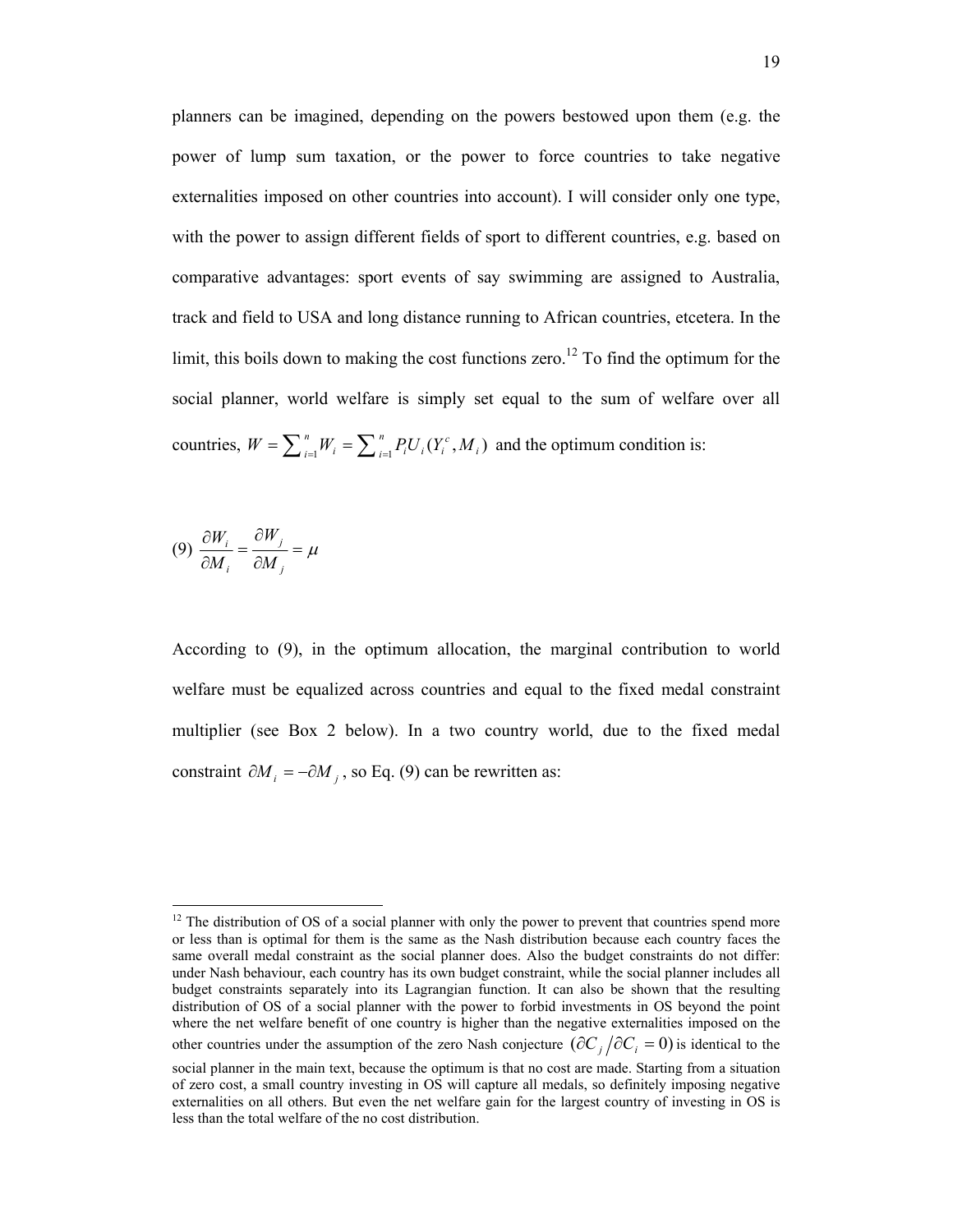planners can be imagined, depending on the powers bestowed upon them (e.g. the power of lump sum taxation, or the power to force countries to take negative externalities imposed on other countries into account). I will consider only one type, with the power to assign different fields of sport to different countries, e.g. based on comparative advantages: sport events of say swimming are assigned to Australia, track and field to USA and long distance running to African countries, etcetera. In the limit, this boils down to making the cost functions zero.[12] To find the optimum for the social planner, world welfare is simply set equal to the sum of welfare over all countries, $W = \sum_{i=1}^{n} W_i = \sum_{i=1}^{n} P_i U_i(Y_i^c, M_i)$ and the optimum condition is:

$$(9)\ \frac{\partial W_i}{\partial M_i} = \frac{\partial W_j}{\partial M_j} = \mu$$

According to (9), in the optimum allocation, the marginal contribution to world welfare must be equalized across countries and equal to the fixed medal constraint multiplier (see Box 2 below). In a two country world, due to the fixed medal constraint $\partial M_i = -\partial M_j$, so Eq. (9) can be rewritten as:

---

[12] The distribution of OS of a social planner with only the power to prevent that countries spend more or less than is optimal for them is the same as the Nash distribution because each country faces the same overall medal constraint as the social planner does. Also the budget constraints do not differ: under Nash behaviour, each country has its own budget constraint, while the social planner includes all budget constraints separately into its Lagrangian function. It can also be shown that the resulting distribution of OS of a social planner with the power to forbid investments in OS beyond the point where the net welfare benefit of one country is higher than the negative externalities imposed on the other countries under the assumption of the zero Nash conjecture $(\partial C_j / \partial C_i = 0)$ is identical to the social planner in the main text, because the optimum is that no cost are made. Starting from a situation of zero cost, a small country investing in OS will capture all medals, so definitely imposing negative externalities on all others. But even the net welfare gain for the largest country of investing in OS is less than the total welfare of the no cost distribution.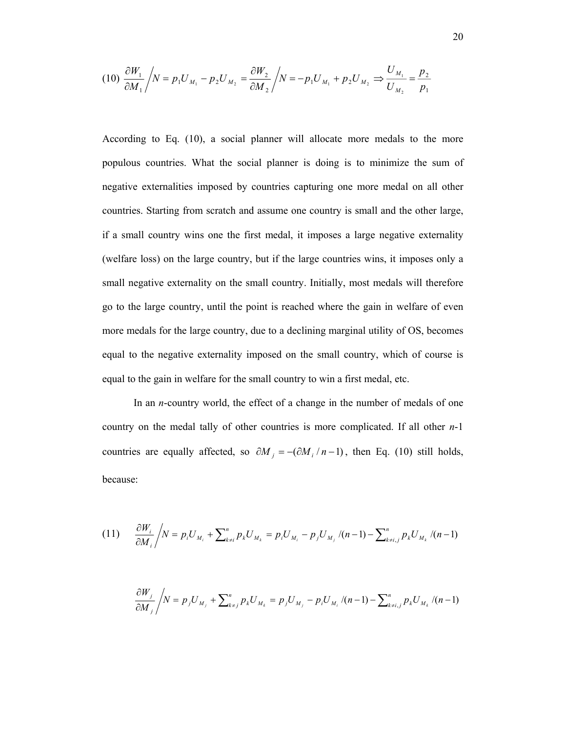$$(10)\ \frac{\partial W_1}{\partial M_1}\Big/N = p_1 U_{M_1} - p_2 U_{M_2} = \frac{\partial W_2}{\partial M_2}\Big/N = -p_1 U_{M_1} + p_2 U_{M_2} \Rightarrow \frac{U_{M_1}}{U_{M_2}} = \frac{p_2}{p_1}$$

According to Eq. (10), a social planner will allocate more medals to the more populous countries. What the social planner is doing is to minimize the sum of negative externalities imposed by countries capturing one more medal on all other countries. Starting from scratch and assume one country is small and the other large, if a small country wins one the first medal, it imposes a large negative externality (welfare loss) on the large country, but if the large countries wins, it imposes only a small negative externality on the small country. Initially, most medals will therefore go to the large country, until the point is reached where the gain in welfare of even more medals for the large country, due to a declining marginal utility of OS, becomes equal to the negative externality imposed on the small country, which of course is equal to the gain in welfare for the small country to win a first medal, etc.

In an *n*-country world, the effect of a change in the number of medals of one country on the medal tally of other countries is more complicated. If all other *n*-1 countries are equally affected, so $\partial M_j = -(\partial M_i / n-1)$, then Eq. (10) still holds, because:

$$(11)\qquad \frac{\partial W_i}{\partial M_i}\Big/N = p_i U_{M_i} + \sum_{k \neq i}^{n} p_k U_{M_k} = p_i U_{M_i} - p_j U_{M_j} /(n-1) - \sum_{k \neq i,j}^{n} p_k U_{M_k} /(n-1)$$

$$\frac{\partial W_j}{\partial M_j}\Big/N = p_j U_{M_j} + \sum_{k \neq j}^{n} p_k U_{M_k} = p_j U_{M_j} - p_i U_{M_i} /(n-1) - \sum_{k \neq i,j}^{n} p_k U_{M_k} /(n-1)$$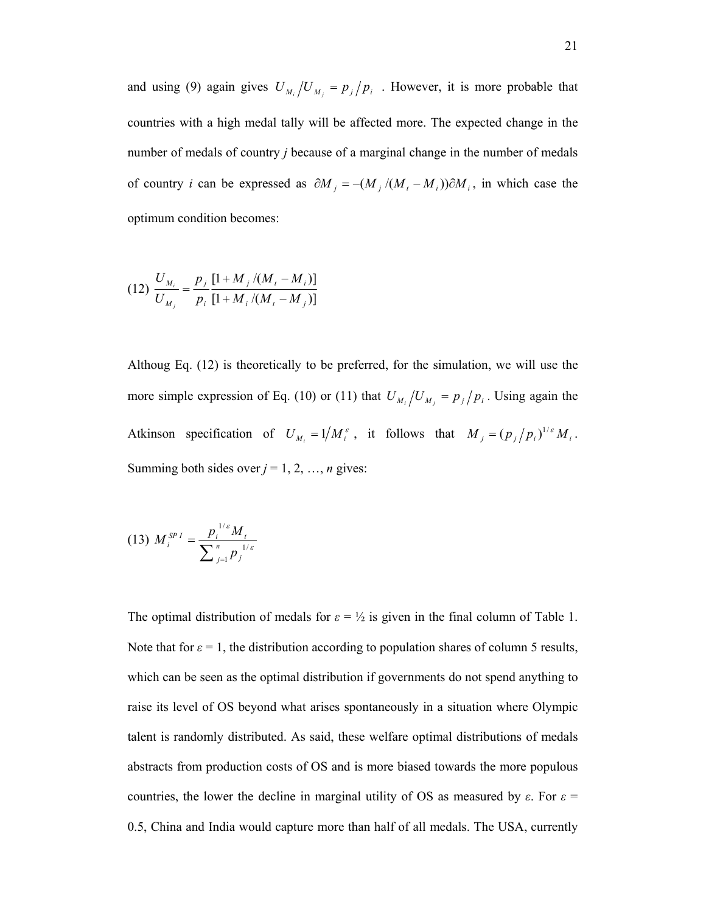and using (9) again gives $U_{M_i} \big/ U_{M_j} = p_j \big/ p_i$ . However, it is more probable that countries with a high medal tally will be affected more. The expected change in the number of medals of country *j* because of a marginal change in the number of medals of country *i* can be expressed as $\partial M_j = -(M_j /(M_t - M_i))\partial M_i$, in which case the optimum condition becomes:

$$(12)\ \frac{U_{M_i}}{U_{M_j}} = \frac{p_j\ [1 + M_j /(M_t - M_i)]}{p_i\ [1 + M_i /(M_t - M_j)]}$$

Althoug Eq. (12) is theoretically to be preferred, for the simulation, we will use the more simple expression of Eq. (10) or (11) that $U_{M_i} \big/ U_{M_j} = p_j \big/ p_i$. Using again the Atkinson specification of $U_{M_i} = 1 \big/ M_i^{\varepsilon}$, it follows that $M_j = (p_j \big/ p_i)^{1/\varepsilon} M_i$. Summing both sides over *j* = 1, 2, …, *n* gives:

$$(13)\ M_i^{SP\,I} = \frac{p_i^{\,1/\varepsilon} M_t}{\sum_{j=1}^{n} p_j^{\,1/\varepsilon}}$$

The optimal distribution of medals for $\varepsilon$ = ½ is given in the final column of Table 1. Note that for $\varepsilon$ = 1, the distribution according to population shares of column 5 results, which can be seen as the optimal distribution if governments do not spend anything to raise its level of OS beyond what arises spontaneously in a situation where Olympic talent is randomly distributed. As said, these welfare optimal distributions of medals abstracts from production costs of OS and is more biased towards the more populous countries, the lower the decline in marginal utility of OS as measured by $\varepsilon$. For $\varepsilon$ = 0.5, China and India would capture more than half of all medals. The USA, currently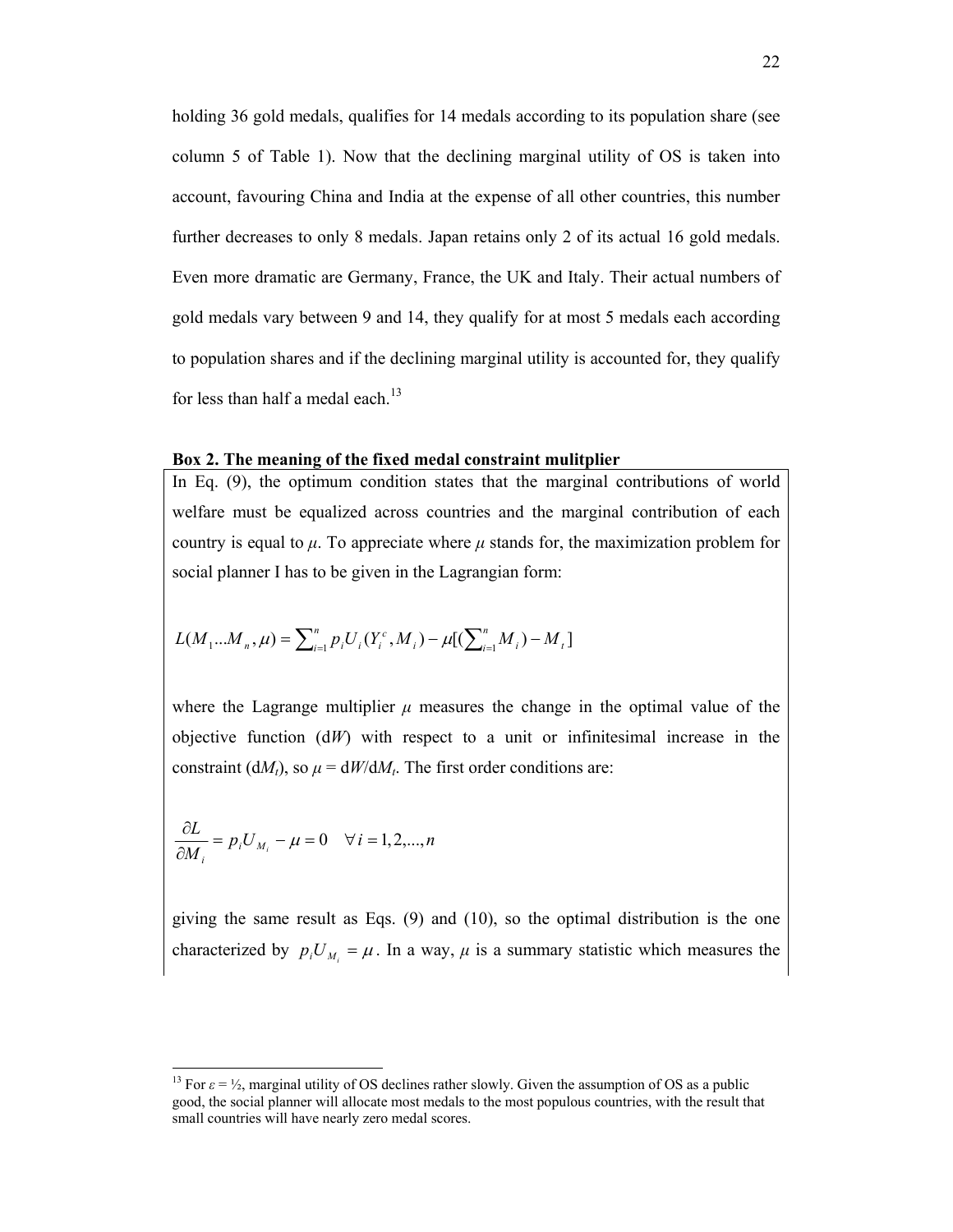holding 36 gold medals, qualifies for 14 medals according to its population share (see column 5 of Table 1). Now that the declining marginal utility of OS is taken into account, favouring China and India at the expense of all other countries, this number further decreases to only 8 medals. Japan retains only 2 of its actual 16 gold medals. Even more dramatic are Germany, France, the UK and Italy. Their actual numbers of gold medals vary between 9 and 14, they qualify for at most 5 medals each according to population shares and if the declining marginal utility is accounted for, they qualify for less than half a medal each.[13]

**Box 2. The meaning of the fixed medal constraint mulitplier**

In Eq. (9), the optimum condition states that the marginal contributions of world welfare must be equalized across countries and the marginal contribution of each country is equal to $\mu$. To appreciate where $\mu$ stands for, the maximization problem for social planner I has to be given in the Lagrangian form:

$$L(M_1 ... M_n, \mu) = \sum_{i=1}^{n} p_i U_i(Y_i^c, M_i) - \mu[(\sum_{i=1}^{n} M_i) - M_t]$$

where the Lagrange multiplier $\mu$ measures the change in the optimal value of the objective function ($dW$) with respect to a unit or infinitesimal increase in the constraint ($dM_t$), so $\mu = dW/dM_t$. The first order conditions are:

$$\frac{\partial L}{\partial M_i} = p_i U_{M_i} - \mu = 0 \quad \forall i = 1, 2, ..., n$$

giving the same result as Eqs. (9) and (10), so the optimal distribution is the one characterized by $p_i U_{M_i} = \mu$. In a way, $\mu$ is a summary statistic which measures the

[13] For $\varepsilon = ½$, marginal utility of OS declines rather slowly. Given the assumption of OS as a public good, the social planner will allocate most medals to the most populous countries, with the result that small countries will have nearly zero medal scores.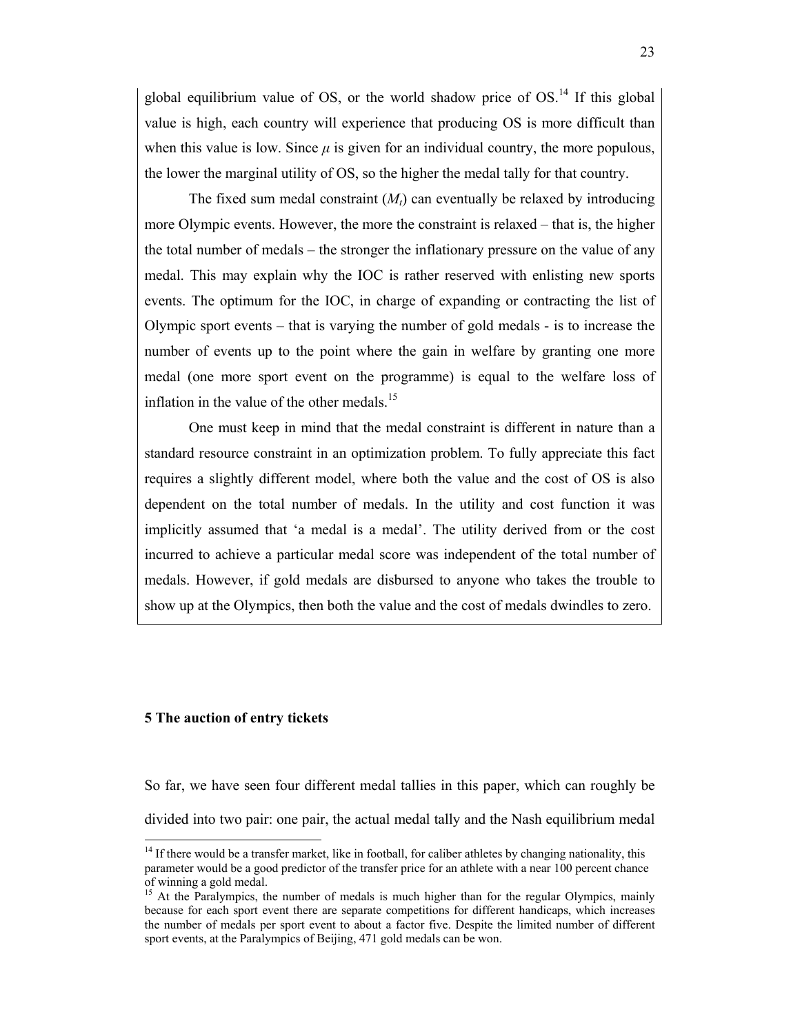global equilibrium value of OS, or the world shadow price of OS.[14] If this global value is high, each country will experience that producing OS is more difficult than when this value is low. Since $\mu$ is given for an individual country, the more populous, the lower the marginal utility of OS, so the higher the medal tally for that country.

The fixed sum medal constraint ($M_t$) can eventually be relaxed by introducing more Olympic events. However, the more the constraint is relaxed – that is, the higher the total number of medals – the stronger the inflationary pressure on the value of any medal. This may explain why the IOC is rather reserved with enlisting new sports events. The optimum for the IOC, in charge of expanding or contracting the list of Olympic sport events – that is varying the number of gold medals - is to increase the number of events up to the point where the gain in welfare by granting one more medal (one more sport event on the programme) is equal to the welfare loss of inflation in the value of the other medals.[15]

One must keep in mind that the medal constraint is different in nature than a standard resource constraint in an optimization problem. To fully appreciate this fact requires a slightly different model, where both the value and the cost of OS is also dependent on the total number of medals. In the utility and cost function it was implicitly assumed that 'a medal is a medal'. The utility derived from or the cost incurred to achieve a particular medal score was independent of the total number of medals. However, if gold medals are disbursed to anyone who takes the trouble to show up at the Olympics, then both the value and the cost of medals dwindles to zero.

## 5 The auction of entry tickets

So far, we have seen four different medal tallies in this paper, which can roughly be divided into two pair: one pair, the actual medal tally and the Nash equilibrium medal

[14] If there would be a transfer market, like in football, for caliber athletes by changing nationality, this parameter would be a good predictor of the transfer price for an athlete with a near 100 percent chance of winning a gold medal.

[15] At the Paralympics, the number of medals is much higher than for the regular Olympics, mainly because for each sport event there are separate competitions for different handicaps, which increases the number of medals per sport event to about a factor five. Despite the limited number of different sport events, at the Paralympics of Beijing, 471 gold medals can be won.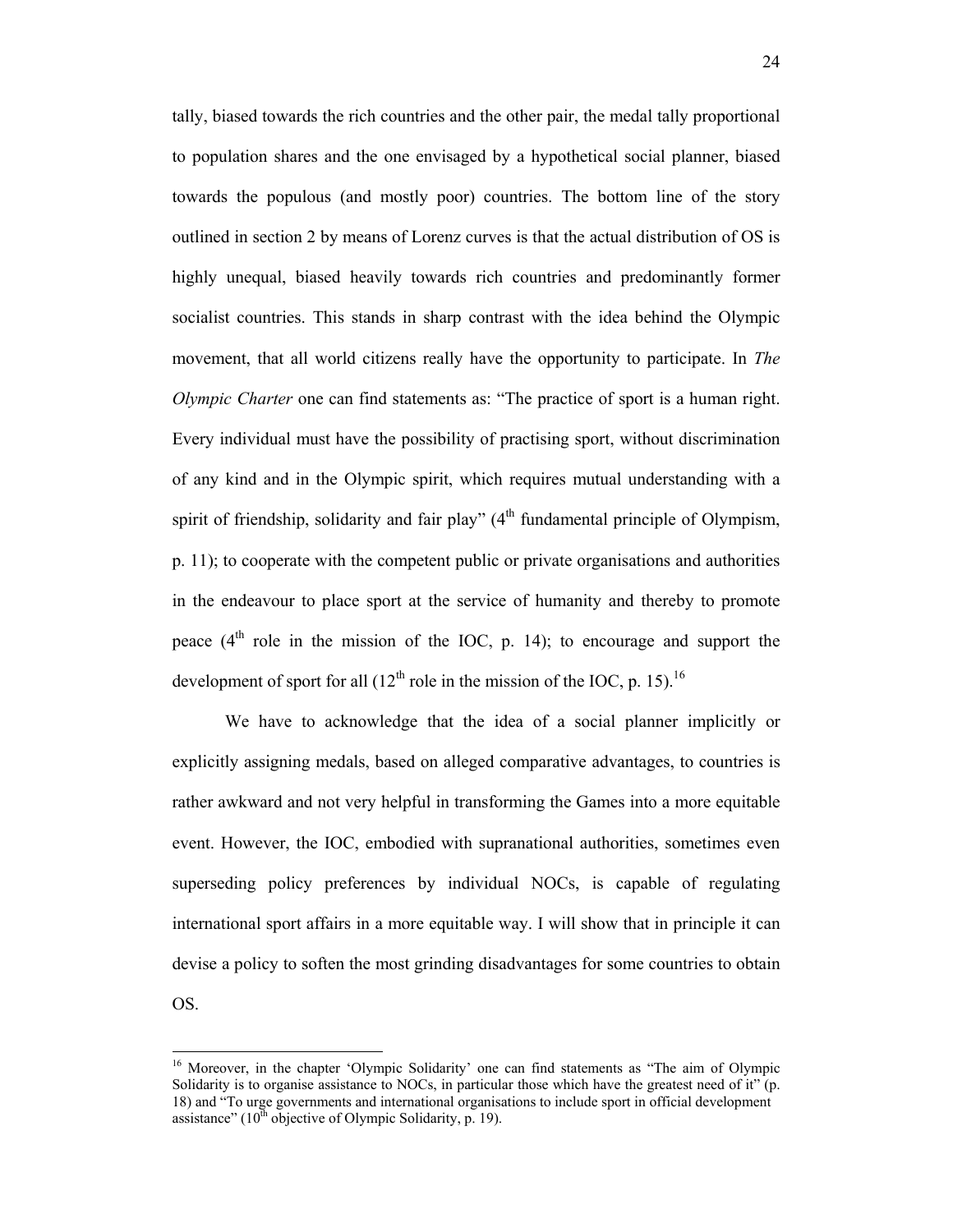tally, biased towards the rich countries and the other pair, the medal tally proportional to population shares and the one envisaged by a hypothetical social planner, biased towards the populous (and mostly poor) countries. The bottom line of the story outlined in section 2 by means of Lorenz curves is that the actual distribution of OS is highly unequal, biased heavily towards rich countries and predominantly former socialist countries. This stands in sharp contrast with the idea behind the Olympic movement, that all world citizens really have the opportunity to participate. In *The Olympic Charter* one can find statements as: "The practice of sport is a human right. Every individual must have the possibility of practising sport, without discrimination of any kind and in the Olympic spirit, which requires mutual understanding with a spirit of friendship, solidarity and fair play" (4th fundamental principle of Olympism, p. 11); to cooperate with the competent public or private organisations and authorities in the endeavour to place sport at the service of humanity and thereby to promote peace (4th role in the mission of the IOC, p. 14); to encourage and support the development of sport for all (12th role in the mission of the IOC, p. 15).[16]

We have to acknowledge that the idea of a social planner implicitly or explicitly assigning medals, based on alleged comparative advantages, to countries is rather awkward and not very helpful in transforming the Games into a more equitable event. However, the IOC, embodied with supranational authorities, sometimes even superseding policy preferences by individual NOCs, is capable of regulating international sport affairs in a more equitable way. I will show that in principle it can devise a policy to soften the most grinding disadvantages for some countries to obtain OS.

[16] Moreover, in the chapter 'Olympic Solidarity' one can find statements as "The aim of Olympic Solidarity is to organise assistance to NOCs, in particular those which have the greatest need of it" (p. 18) and "To urge governments and international organisations to include sport in official development assistance" (10th objective of Olympic Solidarity, p. 19).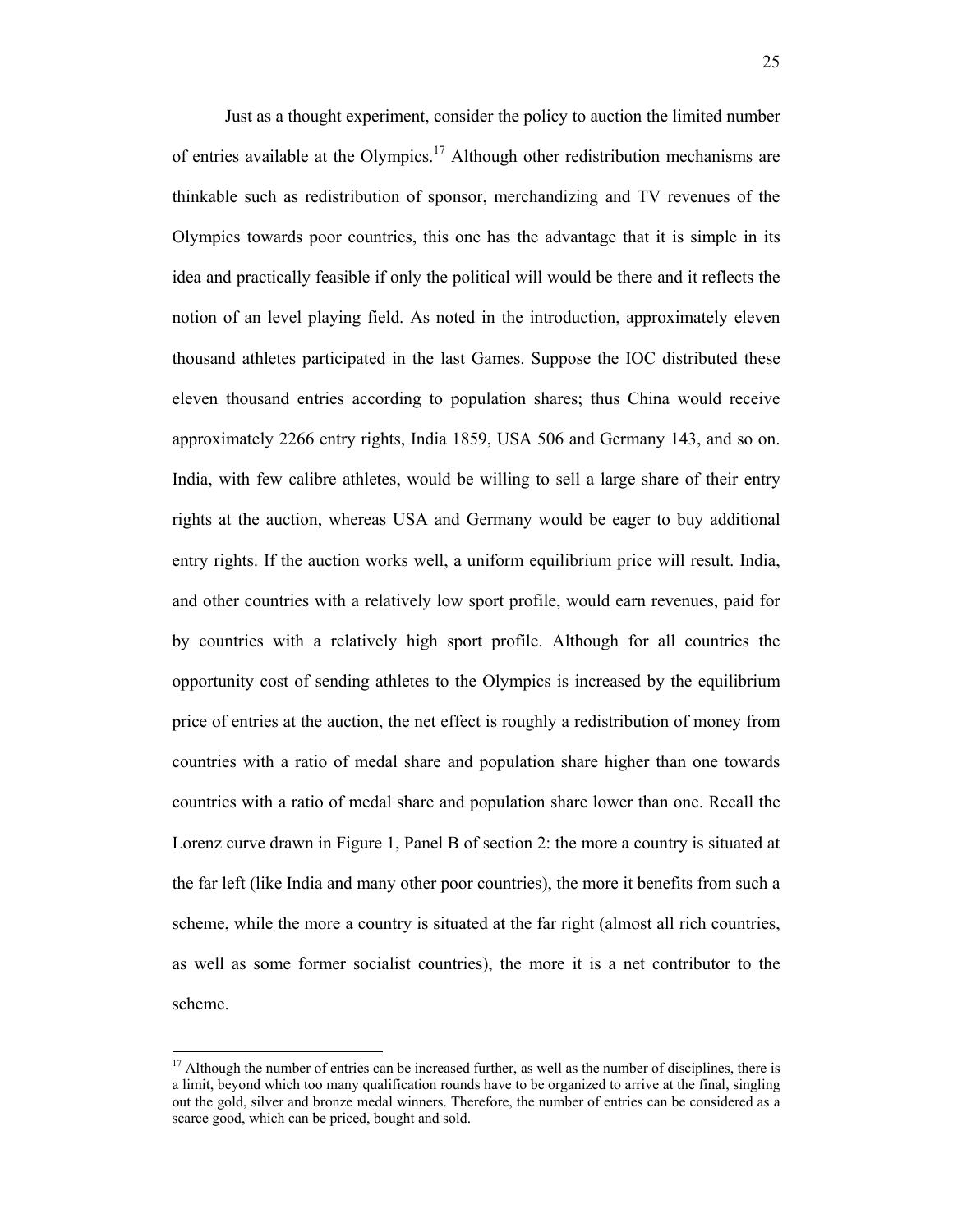Just as a thought experiment, consider the policy to auction the limited number of entries available at the Olympics.[17] Although other redistribution mechanisms are thinkable such as redistribution of sponsor, merchandizing and TV revenues of the Olympics towards poor countries, this one has the advantage that it is simple in its idea and practically feasible if only the political will would be there and it reflects the notion of an level playing field. As noted in the introduction, approximately eleven thousand athletes participated in the last Games. Suppose the IOC distributed these eleven thousand entries according to population shares; thus China would receive approximately 2266 entry rights, India 1859, USA 506 and Germany 143, and so on. India, with few calibre athletes, would be willing to sell a large share of their entry rights at the auction, whereas USA and Germany would be eager to buy additional entry rights. If the auction works well, a uniform equilibrium price will result. India, and other countries with a relatively low sport profile, would earn revenues, paid for by countries with a relatively high sport profile. Although for all countries the opportunity cost of sending athletes to the Olympics is increased by the equilibrium price of entries at the auction, the net effect is roughly a redistribution of money from countries with a ratio of medal share and population share higher than one towards countries with a ratio of medal share and population share lower than one. Recall the Lorenz curve drawn in Figure 1, Panel B of section 2: the more a country is situated at the far left (like India and many other poor countries), the more it benefits from such a scheme, while the more a country is situated at the far right (almost all rich countries, as well as some former socialist countries), the more it is a net contributor to the scheme.

---

[17] Although the number of entries can be increased further, as well as the number of disciplines, there is a limit, beyond which too many qualification rounds have to be organized to arrive at the final, singling out the gold, silver and bronze medal winners. Therefore, the number of entries can be considered as a scarce good, which can be priced, bought and sold.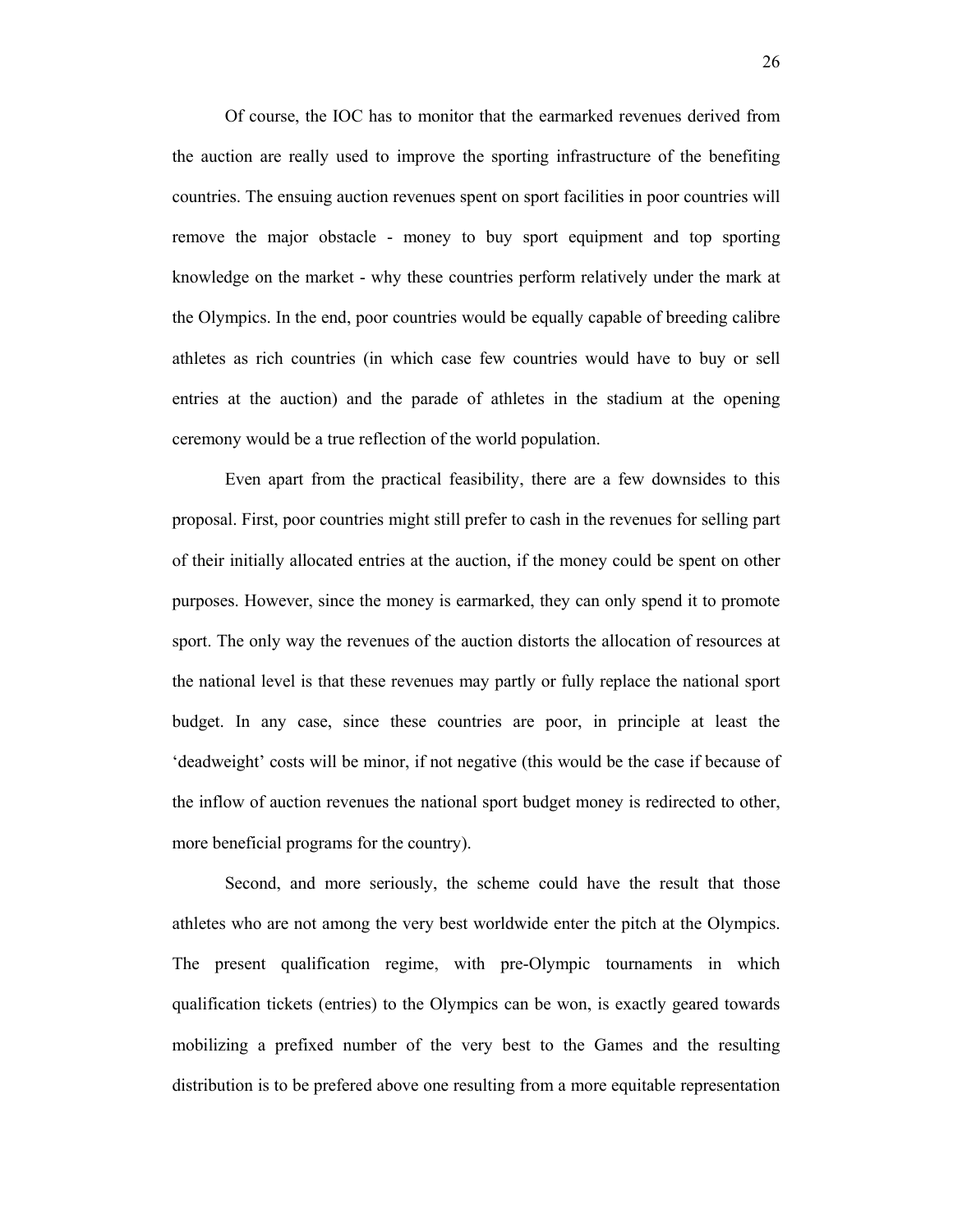Of course, the IOC has to monitor that the earmarked revenues derived from the auction are really used to improve the sporting infrastructure of the benefiting countries. The ensuing auction revenues spent on sport facilities in poor countries will remove the major obstacle - money to buy sport equipment and top sporting knowledge on the market - why these countries perform relatively under the mark at the Olympics. In the end, poor countries would be equally capable of breeding calibre athletes as rich countries (in which case few countries would have to buy or sell entries at the auction) and the parade of athletes in the stadium at the opening ceremony would be a true reflection of the world population.

Even apart from the practical feasibility, there are a few downsides to this proposal. First, poor countries might still prefer to cash in the revenues for selling part of their initially allocated entries at the auction, if the money could be spent on other purposes. However, since the money is earmarked, they can only spend it to promote sport. The only way the revenues of the auction distorts the allocation of resources at the national level is that these revenues may partly or fully replace the national sport budget. In any case, since these countries are poor, in principle at least the 'deadweight' costs will be minor, if not negative (this would be the case if because of the inflow of auction revenues the national sport budget money is redirected to other, more beneficial programs for the country).

Second, and more seriously, the scheme could have the result that those athletes who are not among the very best worldwide enter the pitch at the Olympics. The present qualification regime, with pre-Olympic tournaments in which qualification tickets (entries) to the Olympics can be won, is exactly geared towards mobilizing a prefixed number of the very best to the Games and the resulting distribution is to be prefered above one resulting from a more equitable representation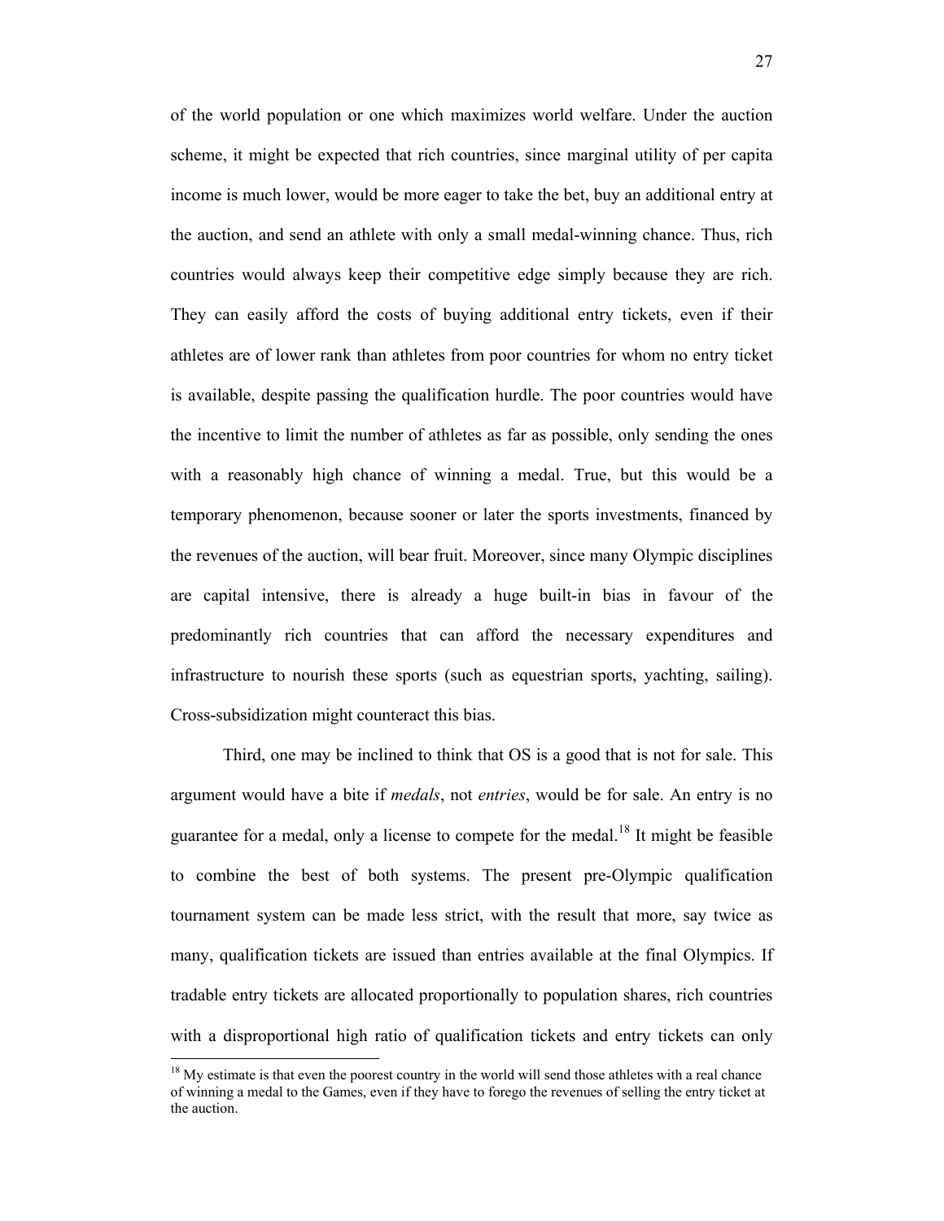of the world population or one which maximizes world welfare. Under the auction scheme, it might be expected that rich countries, since marginal utility of per capita income is much lower, would be more eager to take the bet, buy an additional entry at the auction, and send an athlete with only a small medal-winning chance. Thus, rich countries would always keep their competitive edge simply because they are rich. They can easily afford the costs of buying additional entry tickets, even if their athletes are of lower rank than athletes from poor countries for whom no entry ticket is available, despite passing the qualification hurdle. The poor countries would have the incentive to limit the number of athletes as far as possible, only sending the ones with a reasonably high chance of winning a medal. True, but this would be a temporary phenomenon, because sooner or later the sports investments, financed by the revenues of the auction, will bear fruit. Moreover, since many Olympic disciplines are capital intensive, there is already a huge built-in bias in favour of the predominantly rich countries that can afford the necessary expenditures and infrastructure to nourish these sports (such as equestrian sports, yachting, sailing). Cross-subsidization might counteract this bias.

Third, one may be inclined to think that OS is a good that is not for sale. This argument would have a bite if *medals*, not *entries*, would be for sale. An entry is no guarantee for a medal, only a license to compete for the medal.[18] It might be feasible to combine the best of both systems. The present pre-Olympic qualification tournament system can be made less strict, with the result that more, say twice as many, qualification tickets are issued than entries available at the final Olympics. If tradable entry tickets are allocated proportionally to population shares, rich countries with a disproportional high ratio of qualification tickets and entry tickets can only

---

[18] My estimate is that even the poorest country in the world will send those athletes with a real chance of winning a medal to the Games, even if they have to forego the revenues of selling the entry ticket at the auction.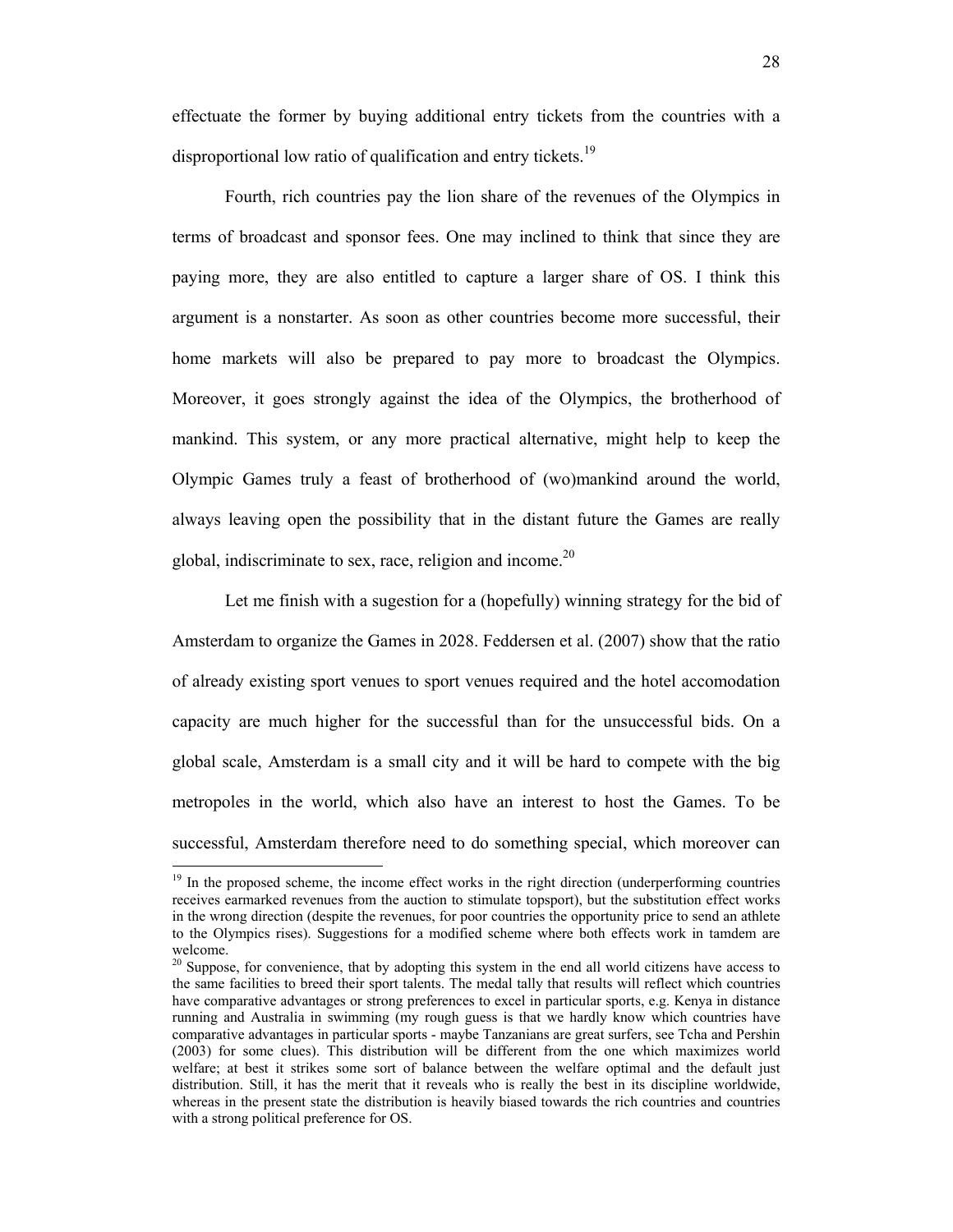effectuate the former by buying additional entry tickets from the countries with a disproportional low ratio of qualification and entry tickets.[19]

Fourth, rich countries pay the lion share of the revenues of the Olympics in terms of broadcast and sponsor fees. One may inclined to think that since they are paying more, they are also entitled to capture a larger share of OS. I think this argument is a nonstarter. As soon as other countries become more successful, their home markets will also be prepared to pay more to broadcast the Olympics. Moreover, it goes strongly against the idea of the Olympics, the brotherhood of mankind. This system, or any more practical alternative, might help to keep the Olympic Games truly a feast of brotherhood of (wo)mankind around the world, always leaving open the possibility that in the distant future the Games are really global, indiscriminate to sex, race, religion and income.[20]

Let me finish with a sugestion for a (hopefully) winning strategy for the bid of Amsterdam to organize the Games in 2028. Feddersen et al. (2007) show that the ratio of already existing sport venues to sport venues required and the hotel accomodation capacity are much higher for the successful than for the unsuccessful bids. On a global scale, Amsterdam is a small city and it will be hard to compete with the big metropoles in the world, which also have an interest to host the Games. To be successful, Amsterdam therefore need to do something special, which moreover can

---

[19] In the proposed scheme, the income effect works in the right direction (underperforming countries receives earmarked revenues from the auction to stimulate topsport), but the substitution effect works in the wrong direction (despite the revenues, for poor countries the opportunity price to send an athlete to the Olympics rises). Suggestions for a modified scheme where both effects work in tamdem are welcome.

[20] Suppose, for convenience, that by adopting this system in the end all world citizens have access to the same facilities to breed their sport talents. The medal tally that results will reflect which countries have comparative advantages or strong preferences to excel in particular sports, e.g. Kenya in distance running and Australia in swimming (my rough guess is that we hardly know which countries have comparative advantages in particular sports - maybe Tanzanians are great surfers, see Tcha and Pershin (2003) for some clues). This distribution will be different from the one which maximizes world welfare; at best it strikes some sort of balance between the welfare optimal and the default just distribution. Still, it has the merit that it reveals who is really the best in its discipline worldwide, whereas in the present state the distribution is heavily biased towards the rich countries and countries with a strong political preference for OS.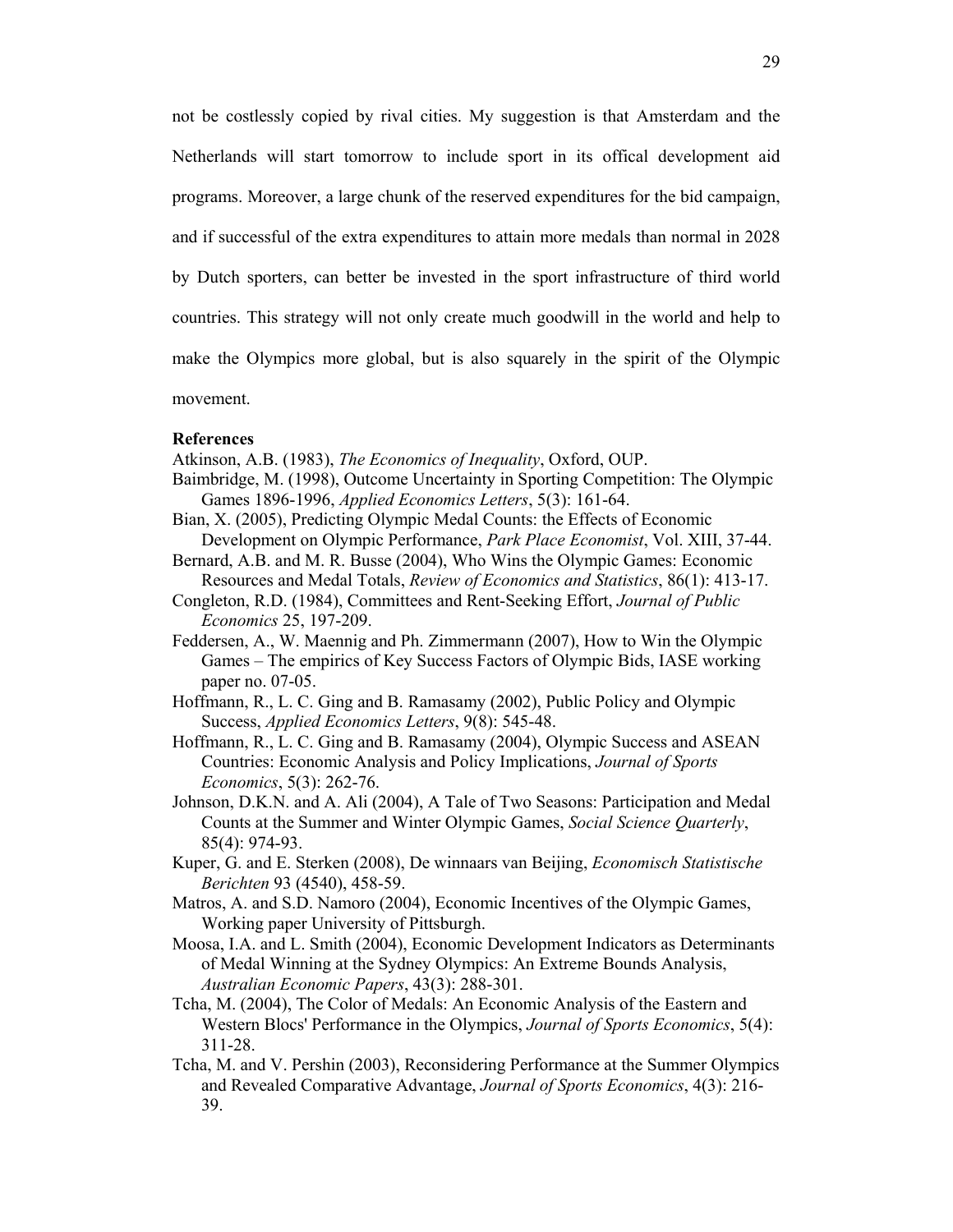not be costlessly copied by rival cities. My suggestion is that Amsterdam and the Netherlands will start tomorrow to include sport in its offical development aid programs. Moreover, a large chunk of the reserved expenditures for the bid campaign, and if successful of the extra expenditures to attain more medals than normal in 2028 by Dutch sporters, can better be invested in the sport infrastructure of third world countries. This strategy will not only create much goodwill in the world and help to make the Olympics more global, but is also squarely in the spirit of the Olympic movement.

**References**

Atkinson, A.B. (1983), *The Economics of Inequality*, Oxford, OUP.

Baimbridge, M. (1998), Outcome Uncertainty in Sporting Competition: The Olympic Games 1896-1996, *Applied Economics Letters*, 5(3): 161-64.

Bian, X. (2005), Predicting Olympic Medal Counts: the Effects of Economic Development on Olympic Performance, *Park Place Economist*, Vol. XIII, 37-44.

Bernard, A.B. and M. R. Busse (2004), Who Wins the Olympic Games: Economic Resources and Medal Totals, *Review of Economics and Statistics*, 86(1): 413-17.

Congleton, R.D. (1984), Committees and Rent-Seeking Effort, *Journal of Public Economics* 25, 197-209.

Feddersen, A., W. Maennig and Ph. Zimmermann (2007), How to Win the Olympic Games – The empirics of Key Success Factors of Olympic Bids, IASE working paper no. 07-05.

Hoffmann, R., L. C. Ging and B. Ramasamy (2002), Public Policy and Olympic Success, *Applied Economics Letters*, 9(8): 545-48.

Hoffmann, R., L. C. Ging and B. Ramasamy (2004), Olympic Success and ASEAN Countries: Economic Analysis and Policy Implications, *Journal of Sports Economics*, 5(3): 262-76.

Johnson, D.K.N. and A. Ali (2004), A Tale of Two Seasons: Participation and Medal Counts at the Summer and Winter Olympic Games, *Social Science Quarterly*, 85(4): 974-93.

Kuper, G. and E. Sterken (2008), De winnaars van Beijing, *Economisch Statistische Berichten* 93 (4540), 458-59.

Matros, A. and S.D. Namoro (2004), Economic Incentives of the Olympic Games, Working paper University of Pittsburgh.

Moosa, I.A. and L. Smith (2004), Economic Development Indicators as Determinants of Medal Winning at the Sydney Olympics: An Extreme Bounds Analysis, *Australian Economic Papers*, 43(3): 288-301.

Tcha, M. (2004), The Color of Medals: An Economic Analysis of the Eastern and Western Blocs' Performance in the Olympics, *Journal of Sports Economics*, 5(4): 311-28.

Tcha, M. and V. Pershin (2003), Reconsidering Performance at the Summer Olympics and Revealed Comparative Advantage, *Journal of Sports Economics*, 4(3): 216-39.